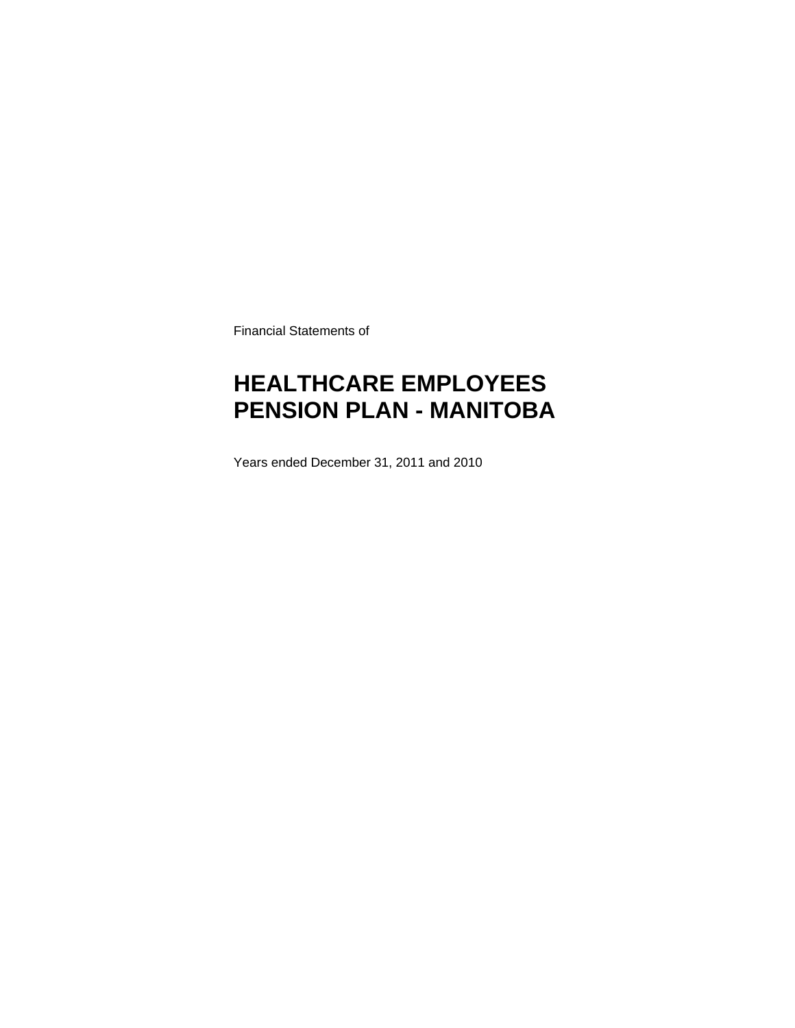Financial Statements of

# HEALTHCARE EMPLOYEES PENSION PLAN - MANITOBA

Years ended December 31, 2011 and 2010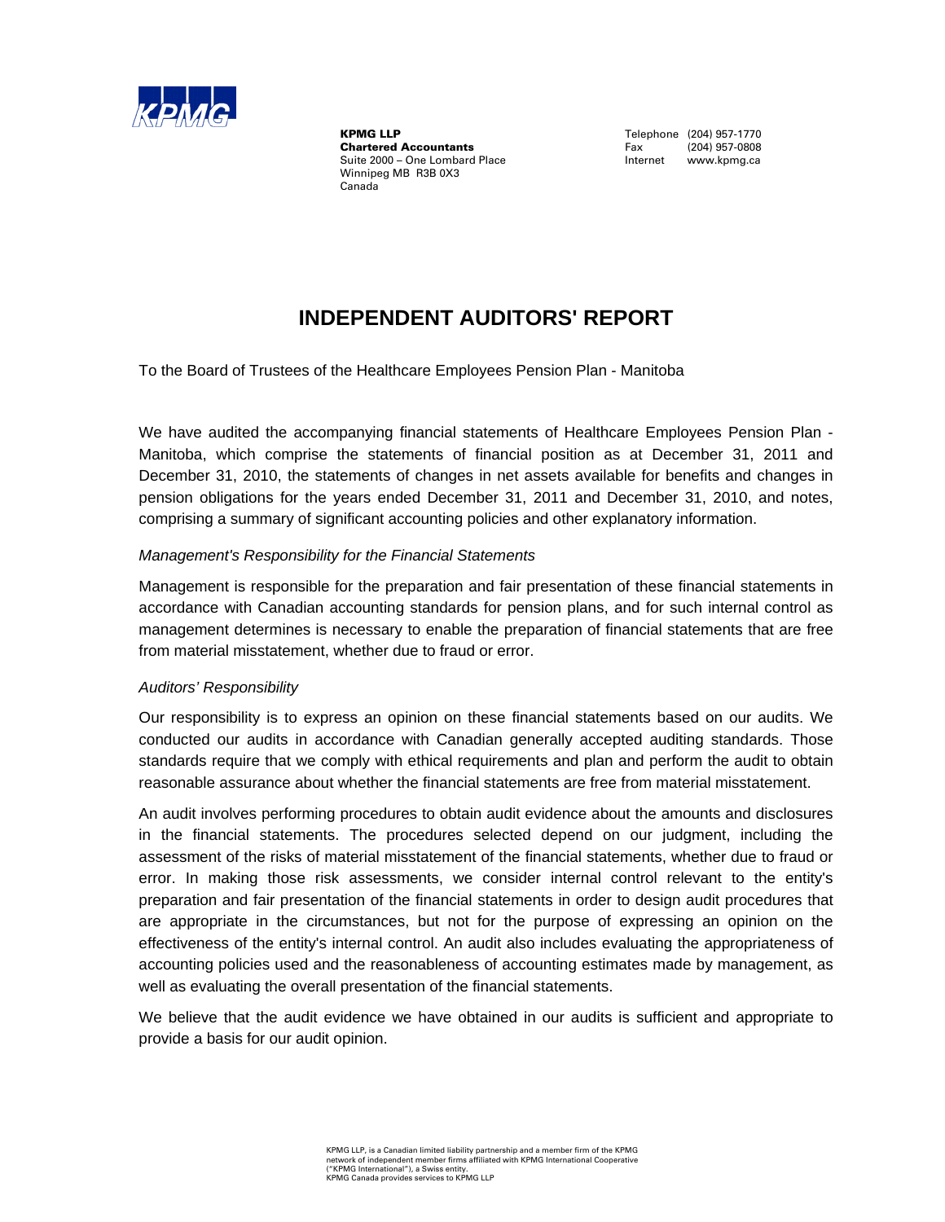**KPMG LLP**
**Chartered Accountants**
Suite 2000 – One Lombard Place
Winnipeg MB R3B 0X3
Canada

Telephone (204) 957-1770
Fax (204) 957-0808
Internet www.kpmg.ca

# INDEPENDENT AUDITORS' REPORT

To the Board of Trustees of the Healthcare Employees Pension Plan - Manitoba

We have audited the accompanying financial statements of Healthcare Employees Pension Plan - Manitoba, which comprise the statements of financial position as at December 31, 2011 and December 31, 2010, the statements of changes in net assets available for benefits and changes in pension obligations for the years ended December 31, 2011 and December 31, 2010, and notes, comprising a summary of significant accounting policies and other explanatory information.

*Management's Responsibility for the Financial Statements*

Management is responsible for the preparation and fair presentation of these financial statements in accordance with Canadian accounting standards for pension plans, and for such internal control as management determines is necessary to enable the preparation of financial statements that are free from material misstatement, whether due to fraud or error.

*Auditors' Responsibility*

Our responsibility is to express an opinion on these financial statements based on our audits. We conducted our audits in accordance with Canadian generally accepted auditing standards. Those standards require that we comply with ethical requirements and plan and perform the audit to obtain reasonable assurance about whether the financial statements are free from material misstatement.

An audit involves performing procedures to obtain audit evidence about the amounts and disclosures in the financial statements. The procedures selected depend on our judgment, including the assessment of the risks of material misstatement of the financial statements, whether due to fraud or error. In making those risk assessments, we consider internal control relevant to the entity's preparation and fair presentation of the financial statements in order to design audit procedures that are appropriate in the circumstances, but not for the purpose of expressing an opinion on the effectiveness of the entity's internal control. An audit also includes evaluating the appropriateness of accounting policies used and the reasonableness of accounting estimates made by management, as well as evaluating the overall presentation of the financial statements.

We believe that the audit evidence we have obtained in our audits is sufficient and appropriate to provide a basis for our audit opinion.

KPMG LLP, is a Canadian limited liability partnership and a member firm of the KPMG network of independent member firms affiliated with KPMG International Cooperative ("KPMG International"), a Swiss entity.
KPMG Canada provides services to KPMG LLP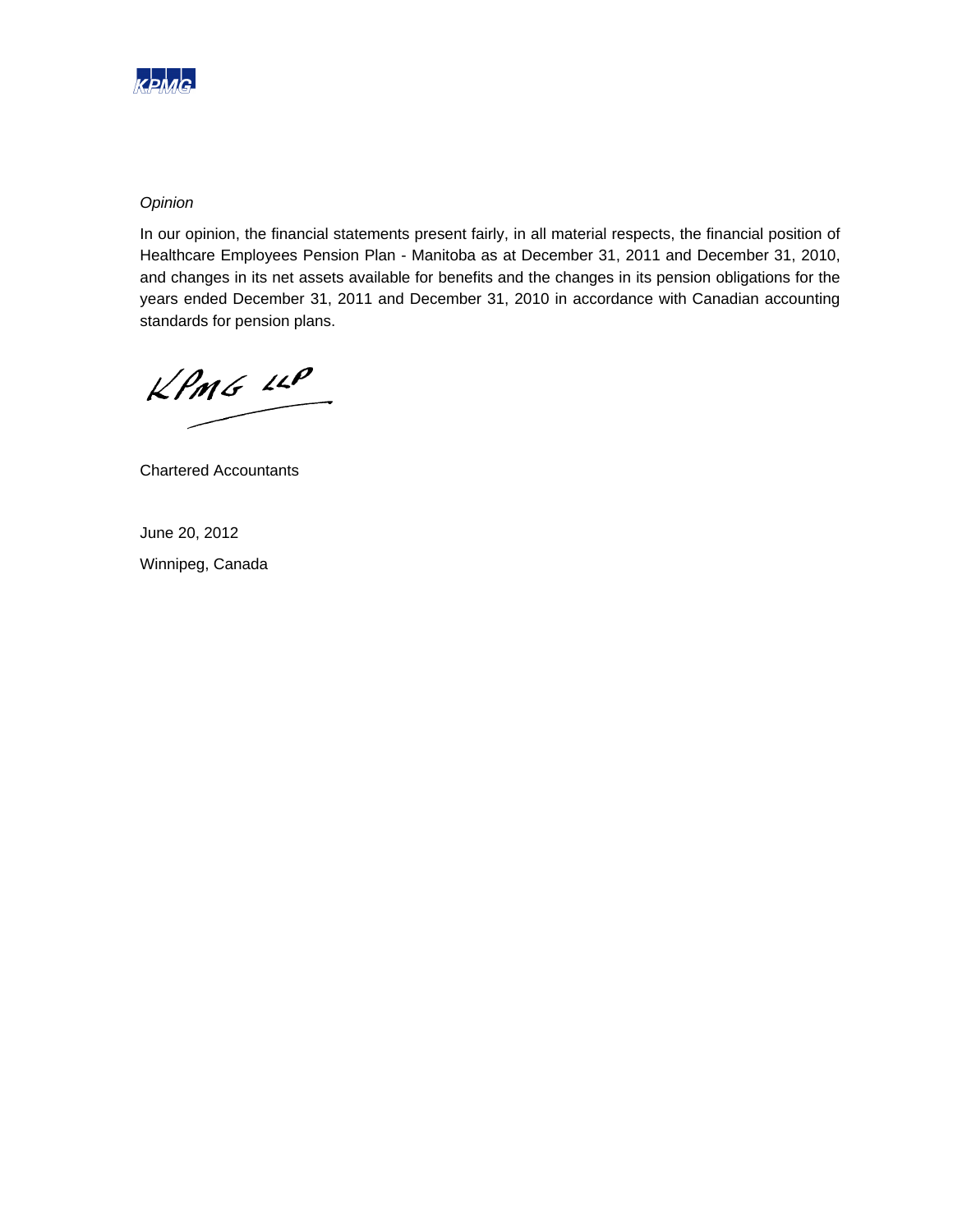*Opinion*

In our opinion, the financial statements present fairly, in all material respects, the financial position of Healthcare Employees Pension Plan - Manitoba as at December 31, 2011 and December 31, 2010, and changes in its net assets available for benefits and the changes in its pension obligations for the years ended December 31, 2011 and December 31, 2010 in accordance with Canadian accounting standards for pension plans.

KPMG LLP

Chartered Accountants

June 20, 2012

Winnipeg, Canada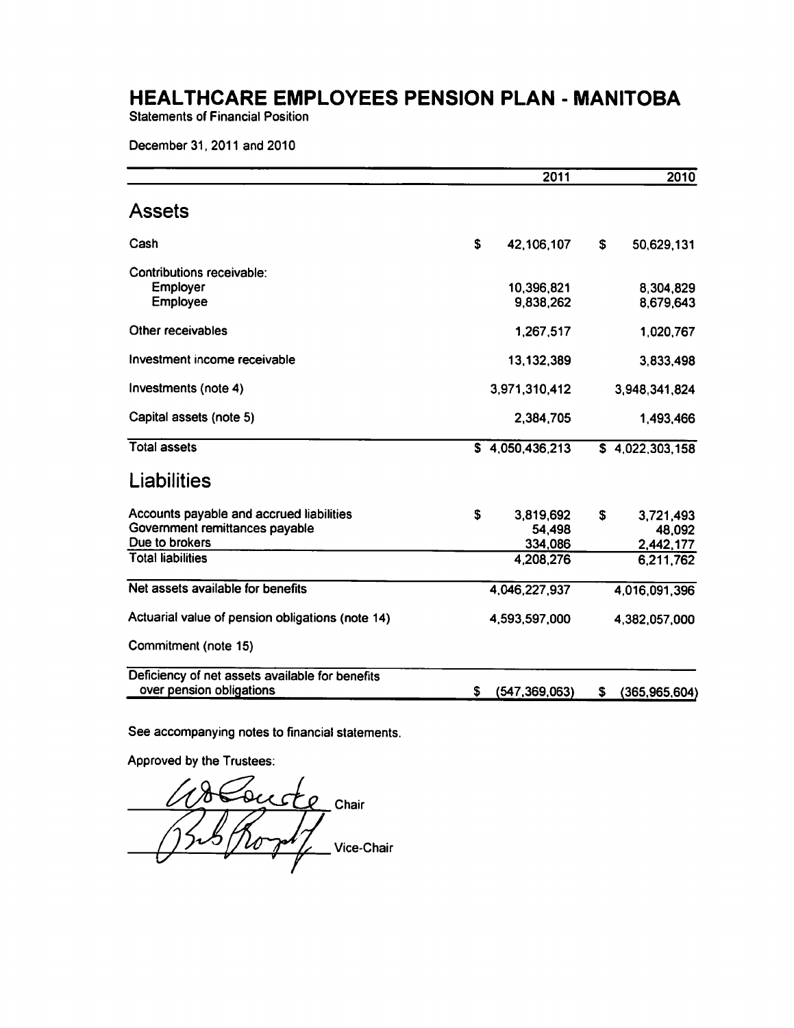# HEALTHCARE EMPLOYEES PENSION PLAN - MANITOBA

Statements of Financial Position

December 31, 2011 and 2010

| | 2011 | 2010 |
|---|---|---|
| **Assets** | | |
| Cash | $ 42,106,107 | $ 50,629,131 |
| Contributions receivable: | | |
| Employer | 10,396,821 | 8,304,829 |
| Employee | 9,838,262 | 8,679,643 |
| Other receivables | 1,267,517 | 1,020,767 |
| Investment income receivable | 13,132,389 | 3,833,498 |
| Investments (note 4) | 3,971,310,412 | 3,948,341,824 |
| Capital assets (note 5) | 2,384,705 | 1,493,466 |
| Total assets | $ 4,050,436,213 | $ 4,022,303,158 |
| **Liabilities** | | |
| Accounts payable and accrued liabilities | $ 3,819,692 | $ 3,721,493 |
| Government remittances payable | 54,498 | 48,092 |
| Due to brokers | 334,086 | 2,442,177 |
| Total liabilities | 4,208,276 | 6,211,762 |
| Net assets available for benefits | 4,046,227,937 | 4,016,091,396 |
| Actuarial value of pension obligations (note 14) | 4,593,597,000 | 4,382,057,000 |
| Commitment (note 15) | | |
| Deficiency of net assets available for benefits over pension obligations | $ (547,369,063) | $ (365,965,604) |

See accompanying notes to financial statements.

Approved by the Trustees:

Chair

Vice-Chair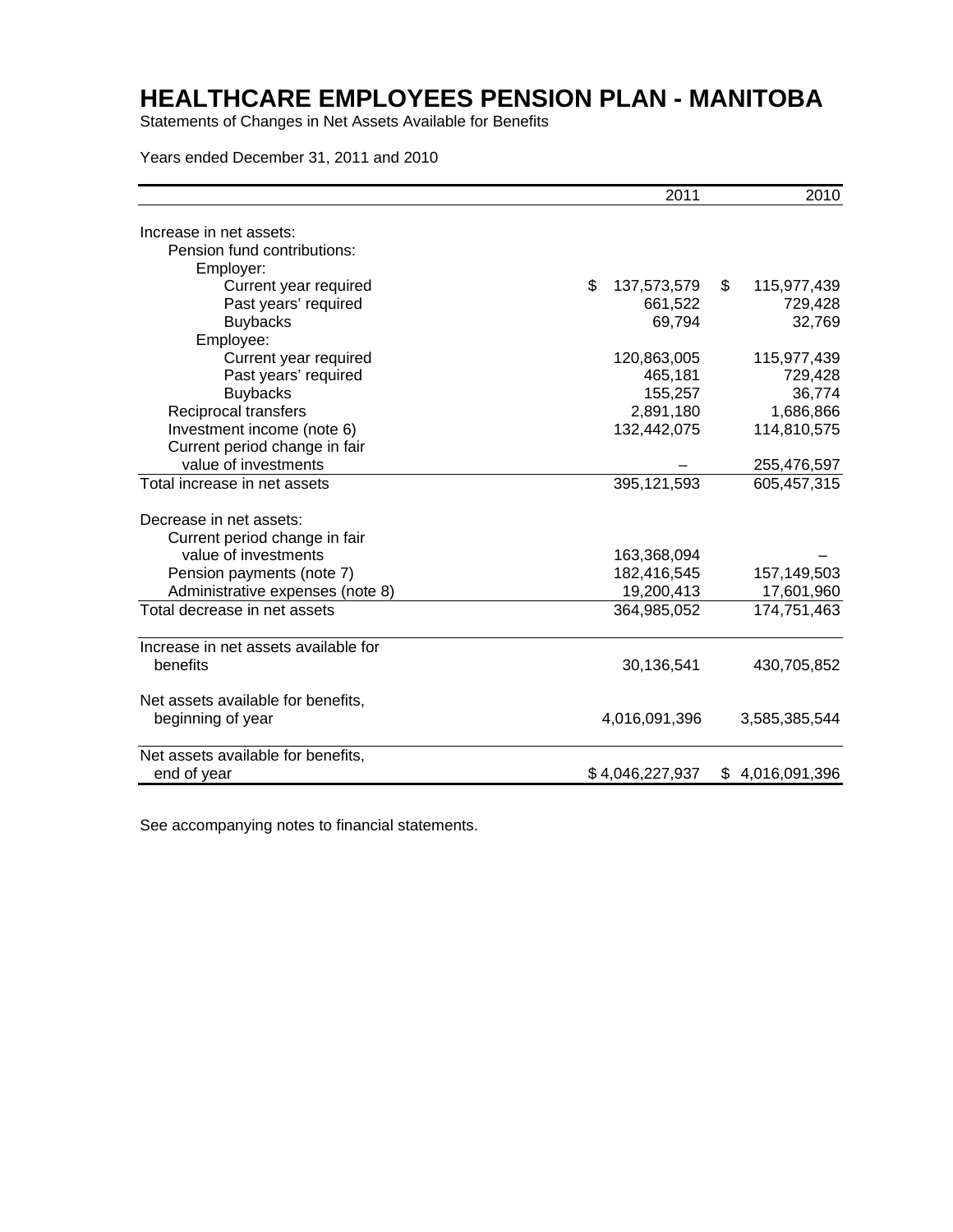# HEALTHCARE EMPLOYEES PENSION PLAN - MANITOBA

Statements of Changes in Net Assets Available for Benefits

Years ended December 31, 2011 and 2010

| | 2011 | 2010 |
|---|---:|---:|
| Increase in net assets: | | |
| Pension fund contributions: | | |
| Employer: | | |
| Current year required | $ 137,573,579 | $ 115,977,439 |
| Past years' required | 661,522 | 729,428 |
| Buybacks | 69,794 | 32,769 |
| Employee: | | |
| Current year required | 120,863,005 | 115,977,439 |
| Past years' required | 465,181 | 729,428 |
| Buybacks | 155,257 | 36,774 |
| Reciprocal transfers | 2,891,180 | 1,686,866 |
| Investment income (note 6) | 132,442,075 | 114,810,575 |
| Current period change in fair value of investments | – | 255,476,597 |
| Total increase in net assets | 395,121,593 | 605,457,315 |
| Decrease in net assets: | | |
| Current period change in fair value of investments | 163,368,094 | – |
| Pension payments (note 7) | 182,416,545 | 157,149,503 |
| Administrative expenses (note 8) | 19,200,413 | 17,601,960 |
| Total decrease in net assets | 364,985,052 | 174,751,463 |
| Increase in net assets available for benefits | 30,136,541 | 430,705,852 |
| Net assets available for benefits, beginning of year | 4,016,091,396 | 3,585,385,544 |
| Net assets available for benefits, end of year | $ 4,046,227,937 | $ 4,016,091,396 |

See accompanying notes to financial statements.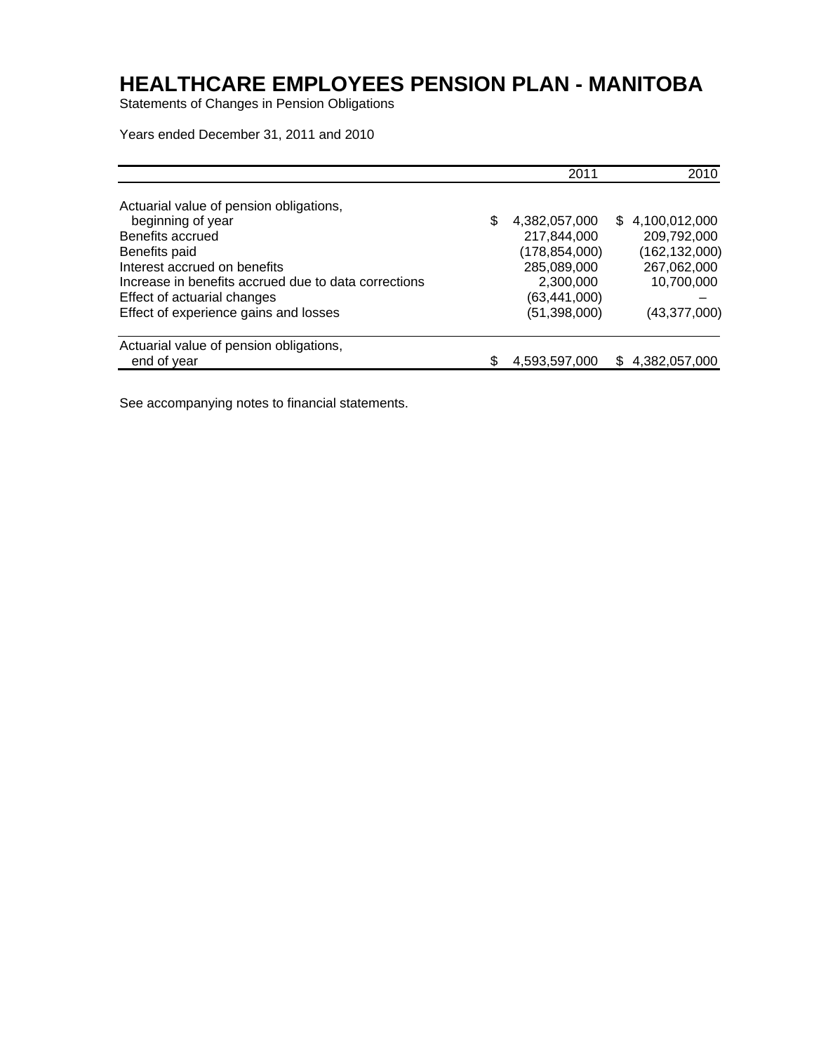# HEALTHCARE EMPLOYEES PENSION PLAN - MANITOBA

Statements of Changes in Pension Obligations

Years ended December 31, 2011 and 2010

| | 2011 | 2010 |
|---|---|---|
| Actuarial value of pension obligations, beginning of year | $ 4,382,057,000 | $ 4,100,012,000 |
| Benefits accrued | 217,844,000 | 209,792,000 |
| Benefits paid | (178,854,000) | (162,132,000) |
| Interest accrued on benefits | 285,089,000 | 267,062,000 |
| Increase in benefits accrued due to data corrections | 2,300,000 | 10,700,000 |
| Effect of actuarial changes | (63,441,000) | – |
| Effect of experience gains and losses | (51,398,000) | (43,377,000) |
| Actuarial value of pension obligations, end of year | $ 4,593,597,000 | $ 4,382,057,000 |

See accompanying notes to financial statements.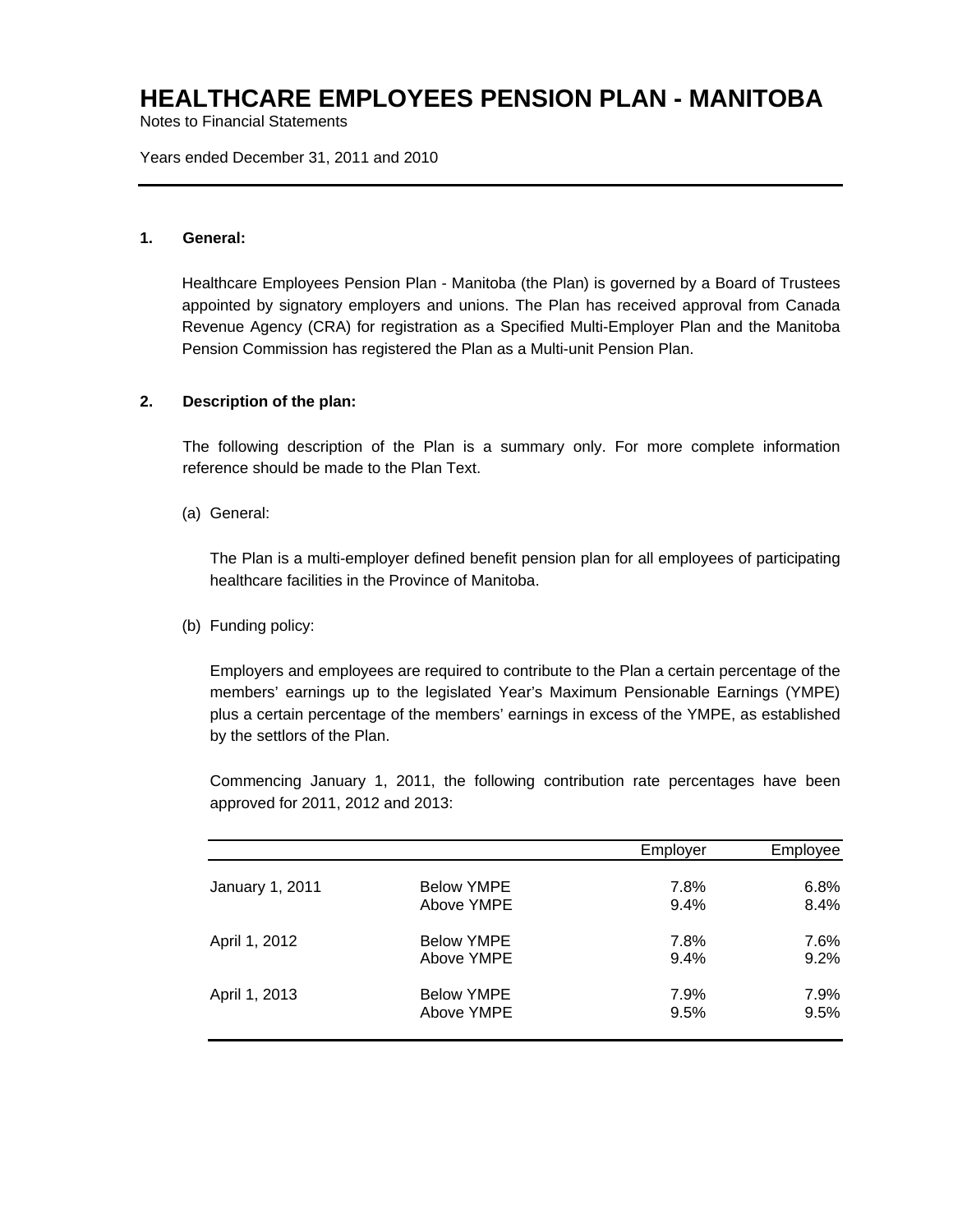# HEALTHCARE EMPLOYEES PENSION PLAN - MANITOBA

Notes to Financial Statements

Years ended December 31, 2011 and 2010

**1. General:**

Healthcare Employees Pension Plan - Manitoba (the Plan) is governed by a Board of Trustees appointed by signatory employers and unions. The Plan has received approval from Canada Revenue Agency (CRA) for registration as a Specified Multi-Employer Plan and the Manitoba Pension Commission has registered the Plan as a Multi-unit Pension Plan.

**2. Description of the plan:**

The following description of the Plan is a summary only. For more complete information reference should be made to the Plan Text.

(a) General:

The Plan is a multi-employer defined benefit pension plan for all employees of participating healthcare facilities in the Province of Manitoba.

(b) Funding policy:

Employers and employees are required to contribute to the Plan a certain percentage of the members' earnings up to the legislated Year's Maximum Pensionable Earnings (YMPE) plus a certain percentage of the members' earnings in excess of the YMPE, as established by the settlors of the Plan.

Commencing January 1, 2011, the following contribution rate percentages have been approved for 2011, 2012 and 2013:

| | | Employer | Employee |
|---|---|---|---|
| January 1, 2011 | Below YMPE | 7.8% | 6.8% |
| | Above YMPE | 9.4% | 8.4% |
| April 1, 2012 | Below YMPE | 7.8% | 7.6% |
| | Above YMPE | 9.4% | 9.2% |
| April 1, 2013 | Below YMPE | 7.9% | 7.9% |
| | Above YMPE | 9.5% | 9.5% |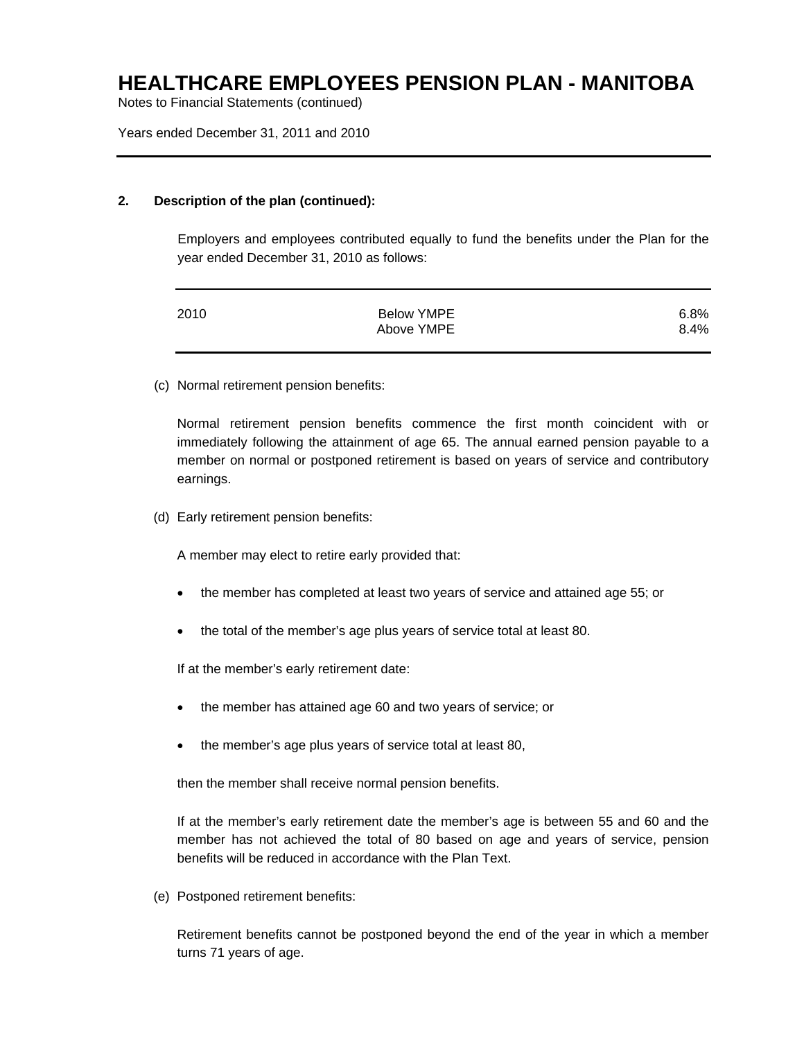### 2. Description of the plan (continued):

Employers and employees contributed equally to fund the benefits under the Plan for the year ended December 31, 2010 as follows:

| | | |
|---|---|---|
| 2010 | Below YMPE | 6.8% |
| | Above YMPE | 8.4% |

(c) Normal retirement pension benefits:

Normal retirement pension benefits commence the first month coincident with or immediately following the attainment of age 65. The annual earned pension payable to a member on normal or postponed retirement is based on years of service and contributory earnings.

(d) Early retirement pension benefits:

A member may elect to retire early provided that:

- the member has completed at least two years of service and attained age 55; or
- the total of the member's age plus years of service total at least 80.

If at the member's early retirement date:

- the member has attained age 60 and two years of service; or
- the member's age plus years of service total at least 80,

then the member shall receive normal pension benefits.

If at the member's early retirement date the member's age is between 55 and 60 and the member has not achieved the total of 80 based on age and years of service, pension benefits will be reduced in accordance with the Plan Text.

(e) Postponed retirement benefits:

Retirement benefits cannot be postponed beyond the end of the year in which a member turns 71 years of age.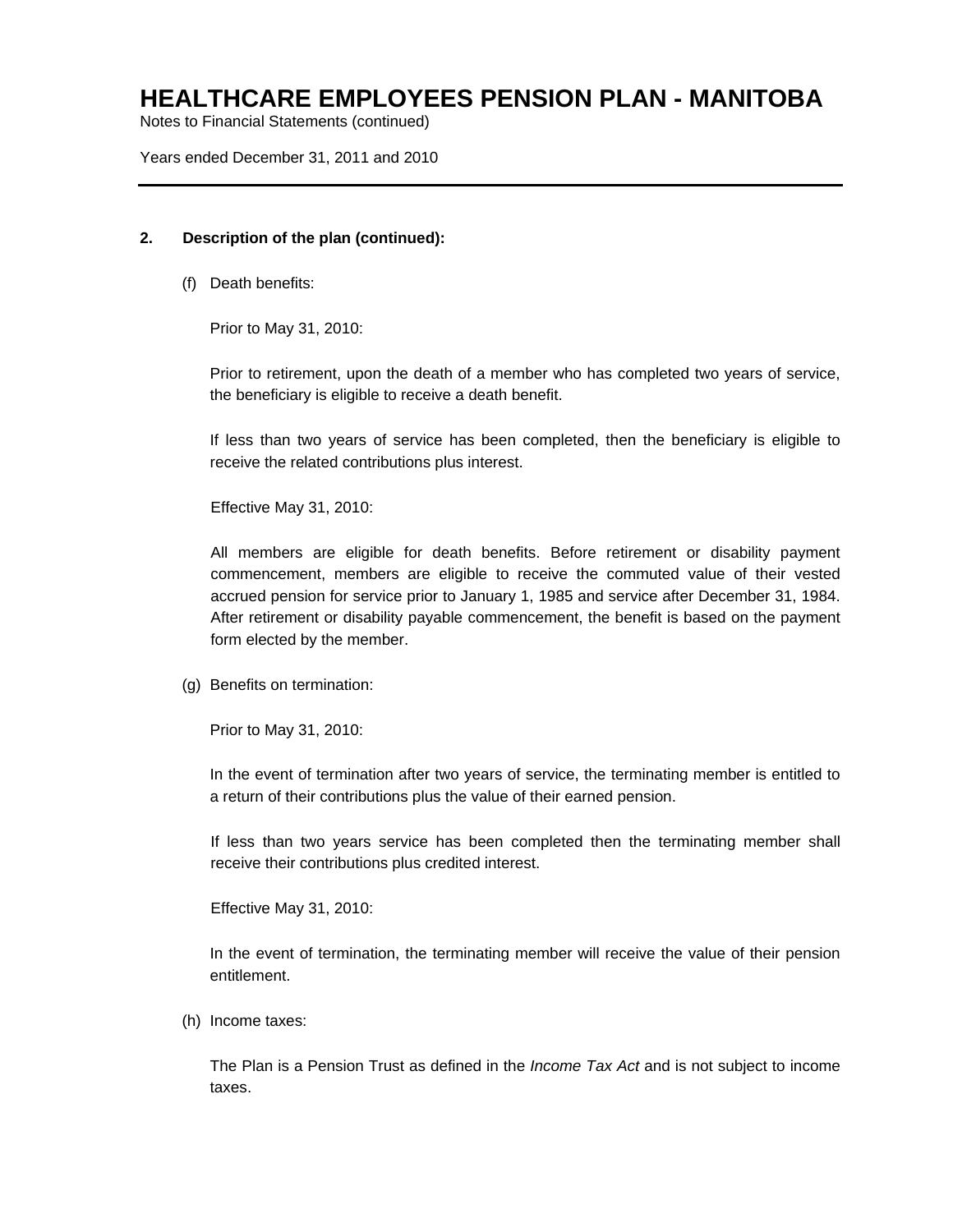### 2. Description of the plan (continued):

(f) Death benefits:

Prior to May 31, 2010:

Prior to retirement, upon the death of a member who has completed two years of service, the beneficiary is eligible to receive a death benefit.

If less than two years of service has been completed, then the beneficiary is eligible to receive the related contributions plus interest.

Effective May 31, 2010:

All members are eligible for death benefits. Before retirement or disability payment commencement, members are eligible to receive the commuted value of their vested accrued pension for service prior to January 1, 1985 and service after December 31, 1984. After retirement or disability payable commencement, the benefit is based on the payment form elected by the member.

(g) Benefits on termination:

Prior to May 31, 2010:

In the event of termination after two years of service, the terminating member is entitled to a return of their contributions plus the value of their earned pension.

If less than two years service has been completed then the terminating member shall receive their contributions plus credited interest.

Effective May 31, 2010:

In the event of termination, the terminating member will receive the value of their pension entitlement.

(h) Income taxes:

The Plan is a Pension Trust as defined in the *Income Tax Act* and is not subject to income taxes.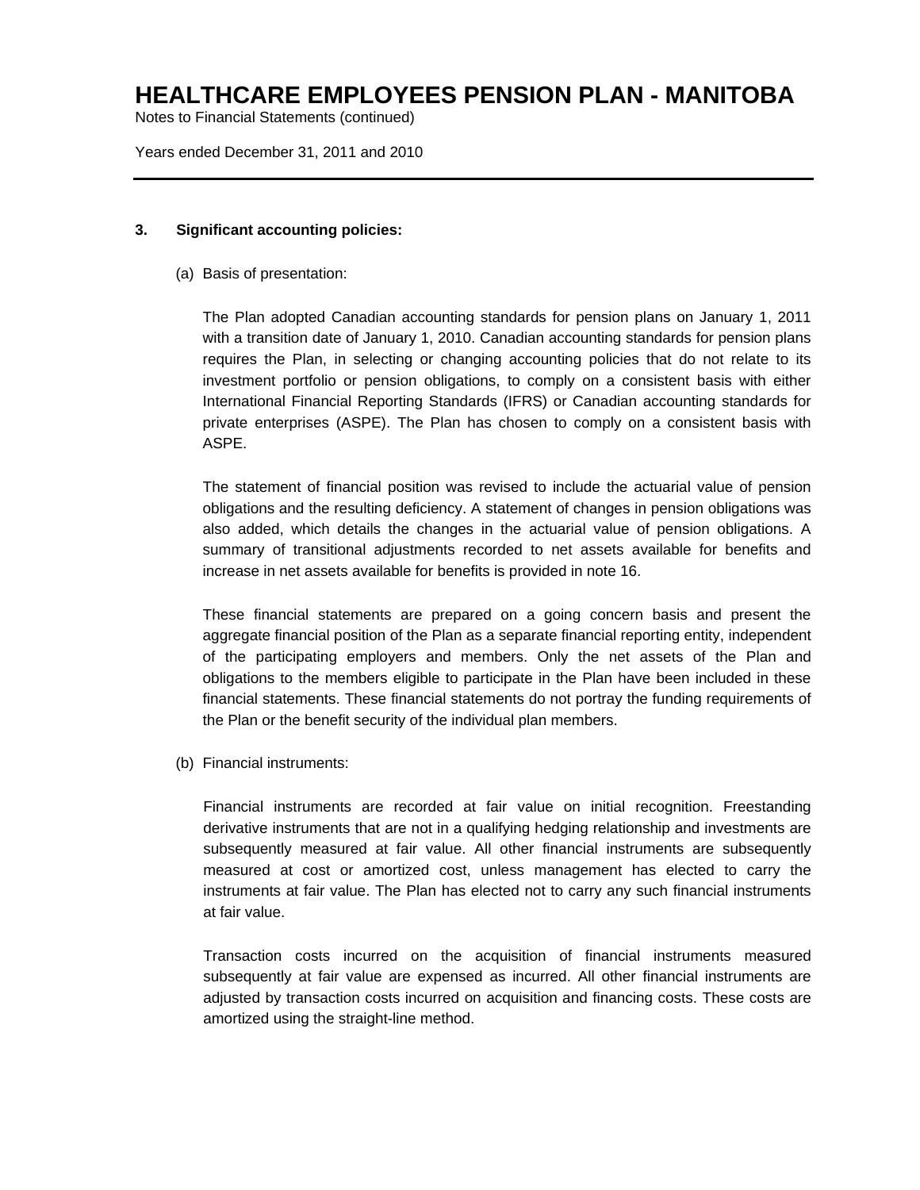### 3. Significant accounting policies:

(a) Basis of presentation:

The Plan adopted Canadian accounting standards for pension plans on January 1, 2011 with a transition date of January 1, 2010. Canadian accounting standards for pension plans requires the Plan, in selecting or changing accounting policies that do not relate to its investment portfolio or pension obligations, to comply on a consistent basis with either International Financial Reporting Standards (IFRS) or Canadian accounting standards for private enterprises (ASPE). The Plan has chosen to comply on a consistent basis with ASPE.

The statement of financial position was revised to include the actuarial value of pension obligations and the resulting deficiency. A statement of changes in pension obligations was also added, which details the changes in the actuarial value of pension obligations. A summary of transitional adjustments recorded to net assets available for benefits and increase in net assets available for benefits is provided in note 16.

These financial statements are prepared on a going concern basis and present the aggregate financial position of the Plan as a separate financial reporting entity, independent of the participating employers and members. Only the net assets of the Plan and obligations to the members eligible to participate in the Plan have been included in these financial statements. These financial statements do not portray the funding requirements of the Plan or the benefit security of the individual plan members.

(b) Financial instruments:

Financial instruments are recorded at fair value on initial recognition. Freestanding derivative instruments that are not in a qualifying hedging relationship and investments are subsequently measured at fair value. All other financial instruments are subsequently measured at cost or amortized cost, unless management has elected to carry the instruments at fair value. The Plan has elected not to carry any such financial instruments at fair value.

Transaction costs incurred on the acquisition of financial instruments measured subsequently at fair value are expensed as incurred. All other financial instruments are adjusted by transaction costs incurred on acquisition and financing costs. These costs are amortized using the straight-line method.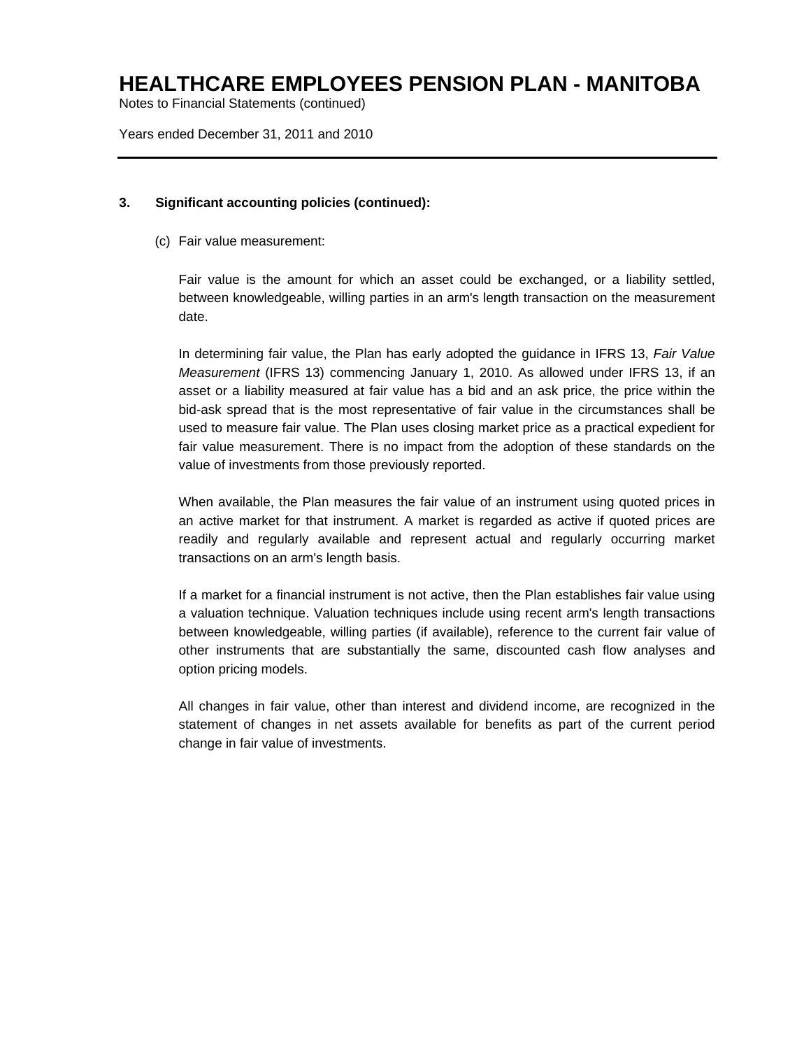## 3. Significant accounting policies (continued):

(c) Fair value measurement:

Fair value is the amount for which an asset could be exchanged, or a liability settled, between knowledgeable, willing parties in an arm's length transaction on the measurement date.

In determining fair value, the Plan has early adopted the guidance in IFRS 13, *Fair Value Measurement* (IFRS 13) commencing January 1, 2010. As allowed under IFRS 13, if an asset or a liability measured at fair value has a bid and an ask price, the price within the bid-ask spread that is the most representative of fair value in the circumstances shall be used to measure fair value. The Plan uses closing market price as a practical expedient for fair value measurement. There is no impact from the adoption of these standards on the value of investments from those previously reported.

When available, the Plan measures the fair value of an instrument using quoted prices in an active market for that instrument. A market is regarded as active if quoted prices are readily and regularly available and represent actual and regularly occurring market transactions on an arm's length basis.

If a market for a financial instrument is not active, then the Plan establishes fair value using a valuation technique. Valuation techniques include using recent arm's length transactions between knowledgeable, willing parties (if available), reference to the current fair value of other instruments that are substantially the same, discounted cash flow analyses and option pricing models.

All changes in fair value, other than interest and dividend income, are recognized in the statement of changes in net assets available for benefits as part of the current period change in fair value of investments.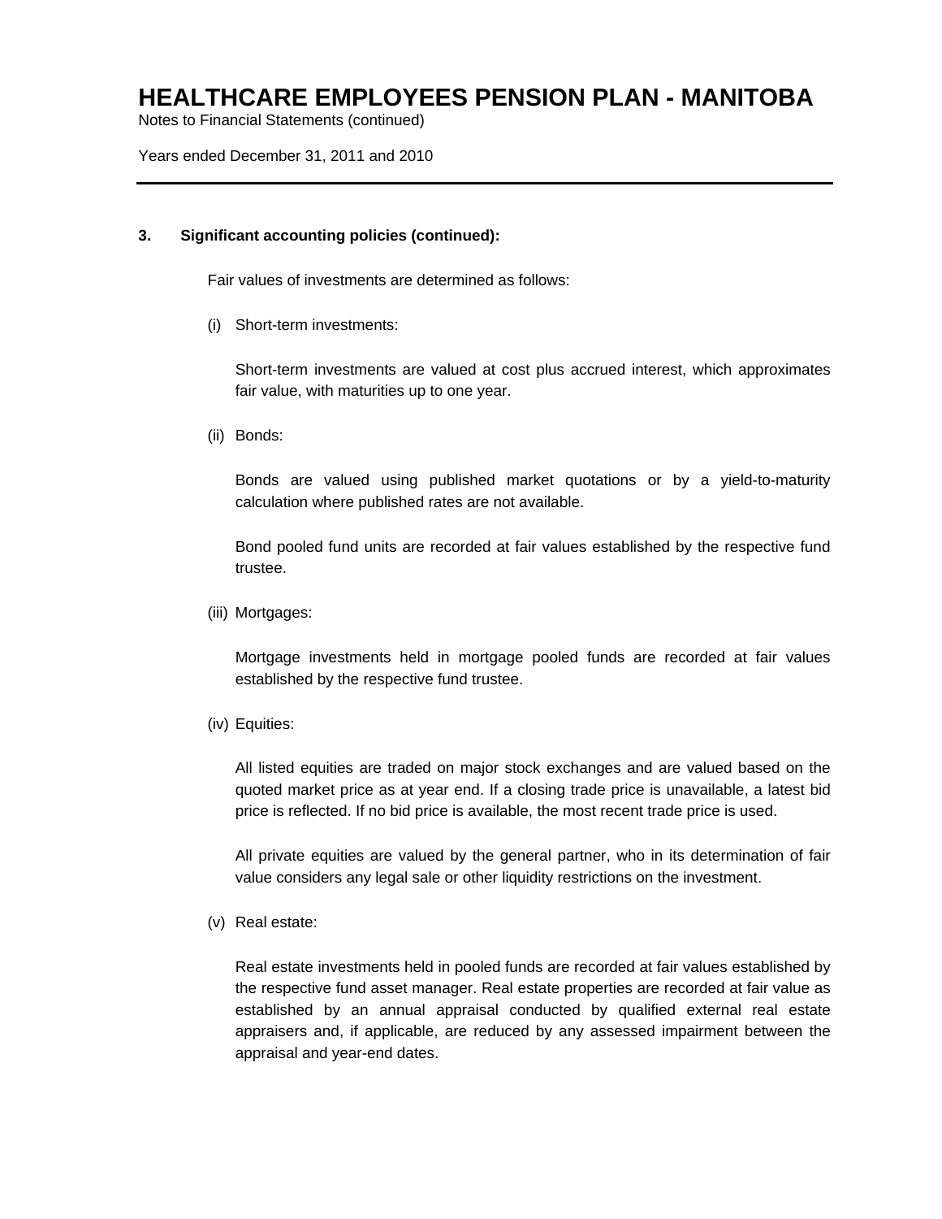## 3. Significant accounting policies (continued):

Fair values of investments are determined as follows:

(i) Short-term investments:

Short-term investments are valued at cost plus accrued interest, which approximates fair value, with maturities up to one year.

(ii) Bonds:

Bonds are valued using published market quotations or by a yield-to-maturity calculation where published rates are not available.

Bond pooled fund units are recorded at fair values established by the respective fund trustee.

(iii) Mortgages:

Mortgage investments held in mortgage pooled funds are recorded at fair values established by the respective fund trustee.

(iv) Equities:

All listed equities are traded on major stock exchanges and are valued based on the quoted market price as at year end. If a closing trade price is unavailable, a latest bid price is reflected. If no bid price is available, the most recent trade price is used.

All private equities are valued by the general partner, who in its determination of fair value considers any legal sale or other liquidity restrictions on the investment.

(v) Real estate:

Real estate investments held in pooled funds are recorded at fair values established by the respective fund asset manager. Real estate properties are recorded at fair value as established by an annual appraisal conducted by qualified external real estate appraisers and, if applicable, are reduced by any assessed impairment between the appraisal and year-end dates.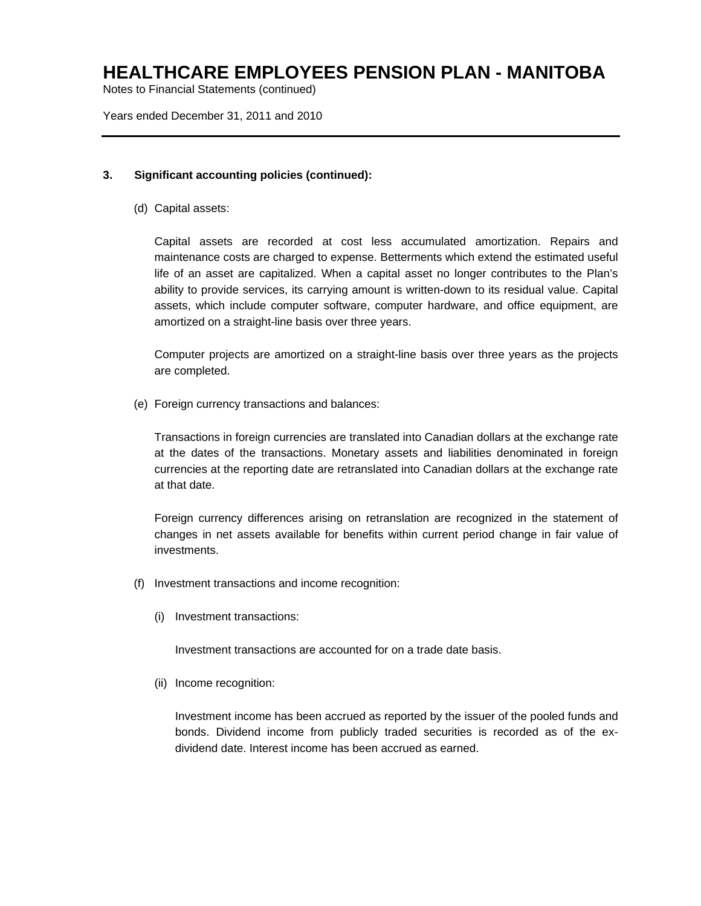### 3. Significant accounting policies (continued):

(d) Capital assets:

Capital assets are recorded at cost less accumulated amortization. Repairs and maintenance costs are charged to expense. Betterments which extend the estimated useful life of an asset are capitalized. When a capital asset no longer contributes to the Plan's ability to provide services, its carrying amount is written-down to its residual value. Capital assets, which include computer software, computer hardware, and office equipment, are amortized on a straight-line basis over three years.

Computer projects are amortized on a straight-line basis over three years as the projects are completed.

(e) Foreign currency transactions and balances:

Transactions in foreign currencies are translated into Canadian dollars at the exchange rate at the dates of the transactions. Monetary assets and liabilities denominated in foreign currencies at the reporting date are retranslated into Canadian dollars at the exchange rate at that date.

Foreign currency differences arising on retranslation are recognized in the statement of changes in net assets available for benefits within current period change in fair value of investments.

(f) Investment transactions and income recognition:

(i) Investment transactions:

Investment transactions are accounted for on a trade date basis.

(ii) Income recognition:

Investment income has been accrued as reported by the issuer of the pooled funds and bonds. Dividend income from publicly traded securities is recorded as of the ex-dividend date. Interest income has been accrued as earned.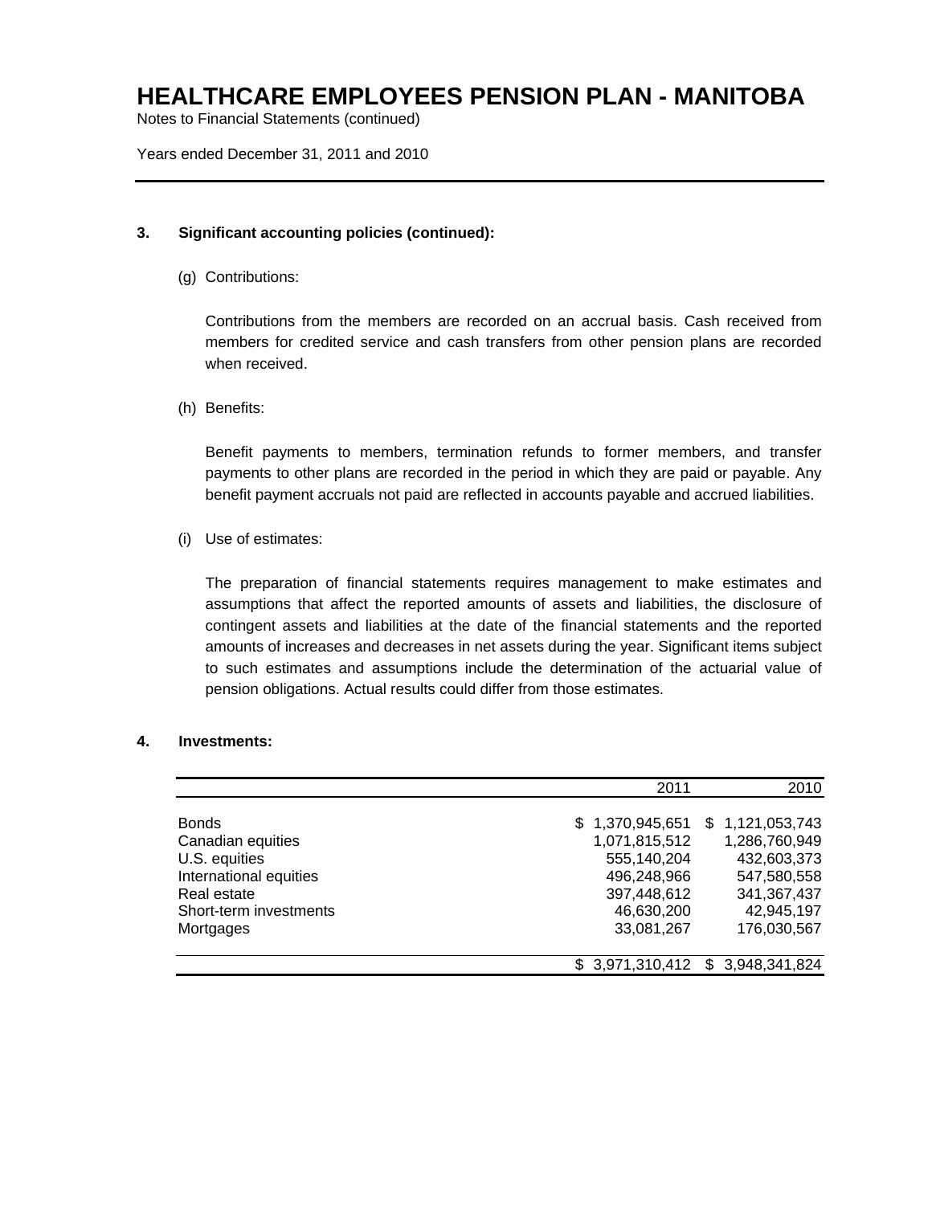### 3. Significant accounting policies (continued):

(g) Contributions:

Contributions from the members are recorded on an accrual basis. Cash received from members for credited service and cash transfers from other pension plans are recorded when received.

(h) Benefits:

Benefit payments to members, termination refunds to former members, and transfer payments to other plans are recorded in the period in which they are paid or payable. Any benefit payment accruals not paid are reflected in accounts payable and accrued liabilities.

(i) Use of estimates:

The preparation of financial statements requires management to make estimates and assumptions that affect the reported amounts of assets and liabilities, the disclosure of contingent assets and liabilities at the date of the financial statements and the reported amounts of increases and decreases in net assets during the year. Significant items subject to such estimates and assumptions include the determination of the actuarial value of pension obligations. Actual results could differ from those estimates.

### 4. Investments:

| | 2011 | 2010 |
|---|---|---|
| Bonds | $ 1,370,945,651 | $ 1,121,053,743 |
| Canadian equities | 1,071,815,512 | 1,286,760,949 |
| U.S. equities | 555,140,204 | 432,603,373 |
| International equities | 496,248,966 | 547,580,558 |
| Real estate | 397,448,612 | 341,367,437 |
| Short-term investments | 46,630,200 | 42,945,197 |
| Mortgages | 33,081,267 | 176,030,567 |
| | $ 3,971,310,412 | $ 3,948,341,824 |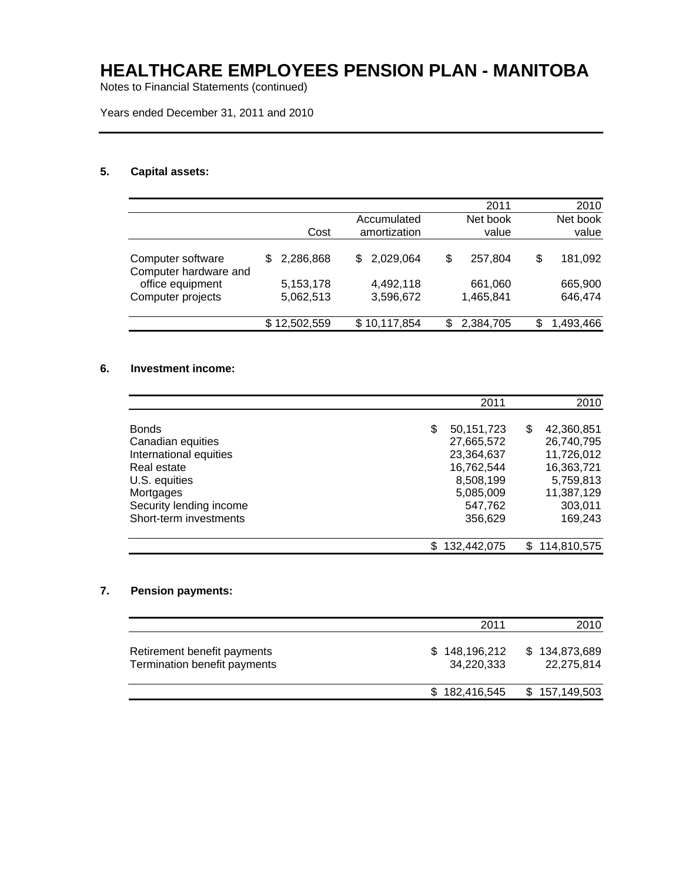# HEALTHCARE EMPLOYEES PENSION PLAN - MANITOBA

Notes to Financial Statements (continued)

Years ended December 31, 2011 and 2010

### 5. Capital assets:

| | Cost | Accumulated amortization | 2011 Net book value | 2010 Net book value |
|---|---|---|---|---|
| Computer software | $ 2,286,868 | $ 2,029,064 | $ 257,804 | $ 181,092 |
| Computer hardware and office equipment | 5,153,178 | 4,492,118 | 661,060 | 665,900 |
| Computer projects | 5,062,513 | 3,596,672 | 1,465,841 | 646,474 |
| | $ 12,502,559 | $ 10,117,854 | $ 2,384,705 | $ 1,493,466 |

### 6. Investment income:

| | 2011 | 2010 |
|---|---|---|
| Bonds | $ 50,151,723 | $ 42,360,851 |
| Canadian equities | 27,665,572 | 26,740,795 |
| International equities | 23,364,637 | 11,726,012 |
| Real estate | 16,762,544 | 16,363,721 |
| U.S. equities | 8,508,199 | 5,759,813 |
| Mortgages | 5,085,009 | 11,387,129 |
| Security lending income | 547,762 | 303,011 |
| Short-term investments | 356,629 | 169,243 |
| | $ 132,442,075 | $ 114,810,575 |

### 7. Pension payments:

| | 2011 | 2010 |
|---|---|---|
| Retirement benefit payments | $ 148,196,212 | $ 134,873,689 |
| Termination benefit payments | 34,220,333 | 22,275,814 |
| | $ 182,416,545 | $ 157,149,503 |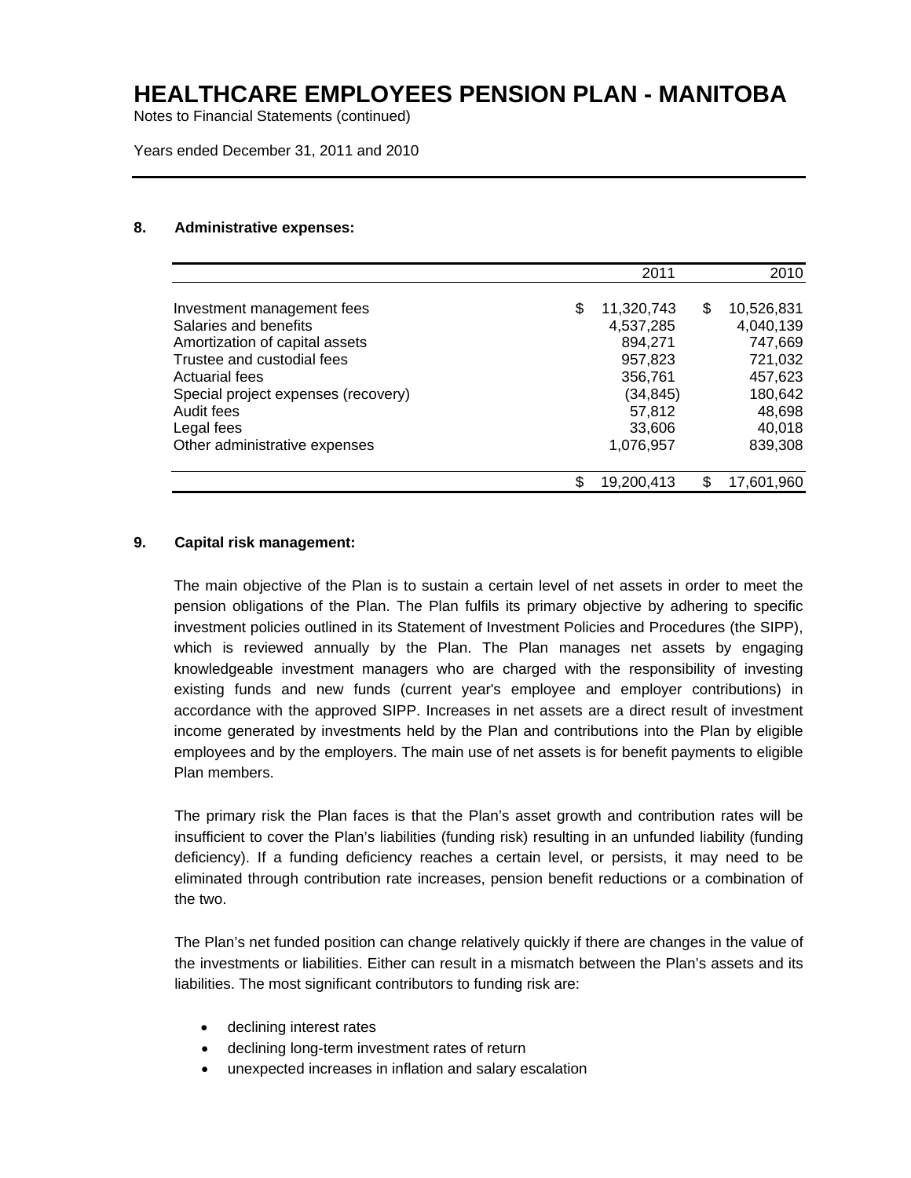# HEALTHCARE EMPLOYEES PENSION PLAN - MANITOBA

Notes to Financial Statements (continued)

Years ended December 31, 2011 and 2010

## 8. Administrative expenses:

| | 2011 | 2010 |
|---|---:|---:|
| Investment management fees | $ 11,320,743 | $ 10,526,831 |
| Salaries and benefits | 4,537,285 | 4,040,139 |
| Amortization of capital assets | 894,271 | 747,669 |
| Trustee and custodial fees | 957,823 | 721,032 |
| Actuarial fees | 356,761 | 457,623 |
| Special project expenses (recovery) | (34,845) | 180,642 |
| Audit fees | 57,812 | 48,698 |
| Legal fees | 33,606 | 40,018 |
| Other administrative expenses | 1,076,957 | 839,308 |
| | $ 19,200,413 | $ 17,601,960 |

## 9. Capital risk management:

The main objective of the Plan is to sustain a certain level of net assets in order to meet the pension obligations of the Plan. The Plan fulfils its primary objective by adhering to specific investment policies outlined in its Statement of Investment Policies and Procedures (the SIPP), which is reviewed annually by the Plan. The Plan manages net assets by engaging knowledgeable investment managers who are charged with the responsibility of investing existing funds and new funds (current year's employee and employer contributions) in accordance with the approved SIPP. Increases in net assets are a direct result of investment income generated by investments held by the Plan and contributions into the Plan by eligible employees and by the employers. The main use of net assets is for benefit payments to eligible Plan members.

The primary risk the Plan faces is that the Plan's asset growth and contribution rates will be insufficient to cover the Plan's liabilities (funding risk) resulting in an unfunded liability (funding deficiency). If a funding deficiency reaches a certain level, or persists, it may need to be eliminated through contribution rate increases, pension benefit reductions or a combination of the two.

The Plan's net funded position can change relatively quickly if there are changes in the value of the investments or liabilities. Either can result in a mismatch between the Plan's assets and its liabilities. The most significant contributors to funding risk are:

- declining interest rates
- declining long-term investment rates of return
- unexpected increases in inflation and salary escalation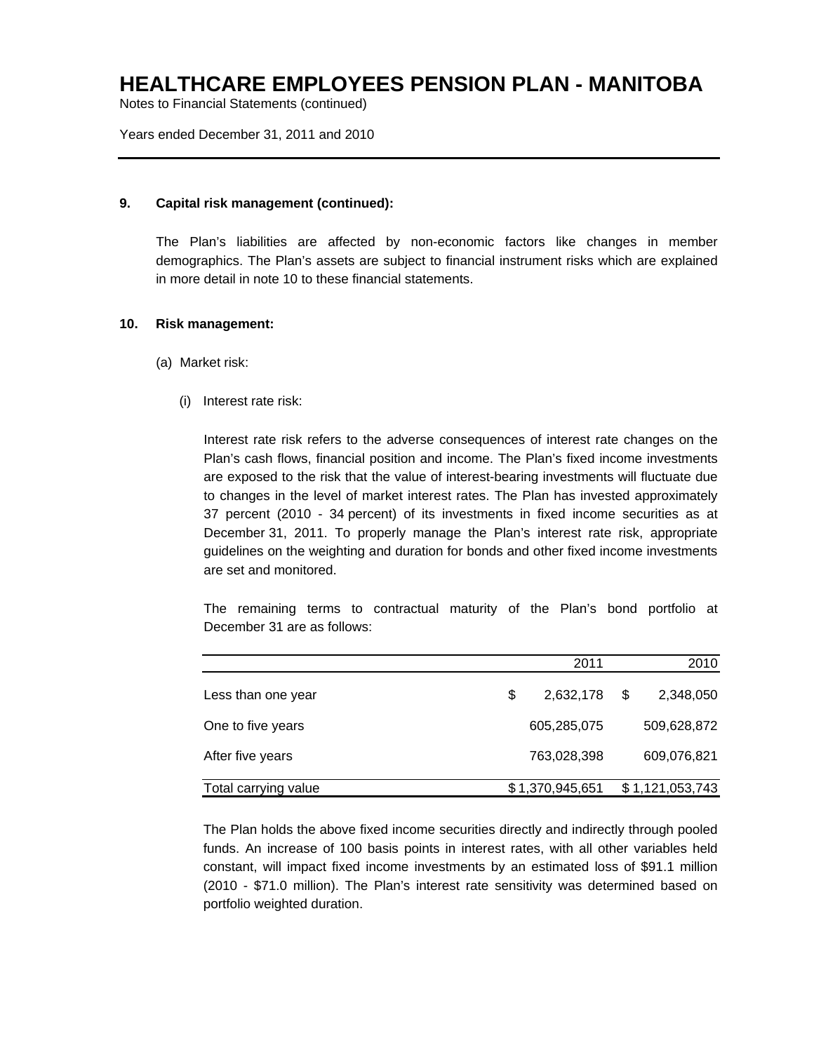**9. Capital risk management (continued):**

The Plan's liabilities are affected by non-economic factors like changes in member demographics. The Plan's assets are subject to financial instrument risks which are explained in more detail in note 10 to these financial statements.

**10. Risk management:**

(a) Market risk:

(i) Interest rate risk:

Interest rate risk refers to the adverse consequences of interest rate changes on the Plan's cash flows, financial position and income. The Plan's fixed income investments are exposed to the risk that the value of interest-bearing investments will fluctuate due to changes in the level of market interest rates. The Plan has invested approximately 37 percent (2010 - 34 percent) of its investments in fixed income securities as at December 31, 2011. To properly manage the Plan's interest rate risk, appropriate guidelines on the weighting and duration for bonds and other fixed income investments are set and monitored.

The remaining terms to contractual maturity of the Plan's bond portfolio at December 31 are as follows:

| | 2011 | 2010 |
|---|---|---|
| Less than one year | $ 2,632,178 | $ 2,348,050 |
| One to five years | 605,285,075 | 509,628,872 |
| After five years | 763,028,398 | 609,076,821 |
| Total carrying value | $ 1,370,945,651 | $ 1,121,053,743 |

The Plan holds the above fixed income securities directly and indirectly through pooled funds. An increase of 100 basis points in interest rates, with all other variables held constant, will impact fixed income investments by an estimated loss of $91.1 million (2010 - $71.0 million). The Plan's interest rate sensitivity was determined based on portfolio weighted duration.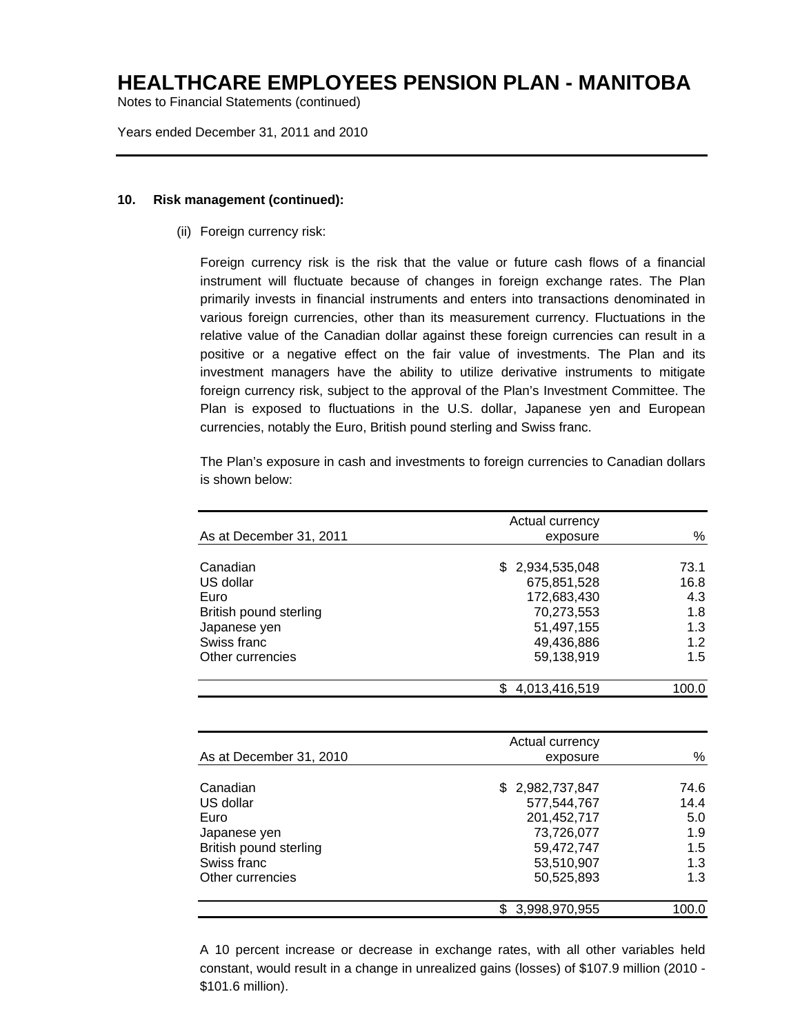**10. Risk management (continued):**

(ii) Foreign currency risk:

Foreign currency risk is the risk that the value or future cash flows of a financial instrument will fluctuate because of changes in foreign exchange rates. The Plan primarily invests in financial instruments and enters into transactions denominated in various foreign currencies, other than its measurement currency. Fluctuations in the relative value of the Canadian dollar against these foreign currencies can result in a positive or a negative effect on the fair value of investments. The Plan and its investment managers have the ability to utilize derivative instruments to mitigate foreign currency risk, subject to the approval of the Plan's Investment Committee. The Plan is exposed to fluctuations in the U.S. dollar, Japanese yen and European currencies, notably the Euro, British pound sterling and Swiss franc.

The Plan's exposure in cash and investments to foreign currencies to Canadian dollars is shown below:

| As at December 31, 2011 | Actual currency exposure | % |
|---|---|---|
| Canadian | $ 2,934,535,048 | 73.1 |
| US dollar | 675,851,528 | 16.8 |
| Euro | 172,683,430 | 4.3 |
| British pound sterling | 70,273,553 | 1.8 |
| Japanese yen | 51,497,155 | 1.3 |
| Swiss franc | 49,436,886 | 1.2 |
| Other currencies | 59,138,919 | 1.5 |
| | $ 4,013,416,519 | 100.0 |

| As at December 31, 2010 | Actual currency exposure | % |
|---|---|---|
| Canadian | $ 2,982,737,847 | 74.6 |
| US dollar | 577,544,767 | 14.4 |
| Euro | 201,452,717 | 5.0 |
| Japanese yen | 73,726,077 | 1.9 |
| British pound sterling | 59,472,747 | 1.5 |
| Swiss franc | 53,510,907 | 1.3 |
| Other currencies | 50,525,893 | 1.3 |
| | $ 3,998,970,955 | 100.0 |

A 10 percent increase or decrease in exchange rates, with all other variables held constant, would result in a change in unrealized gains (losses) of $107.9 million (2010 - $101.6 million).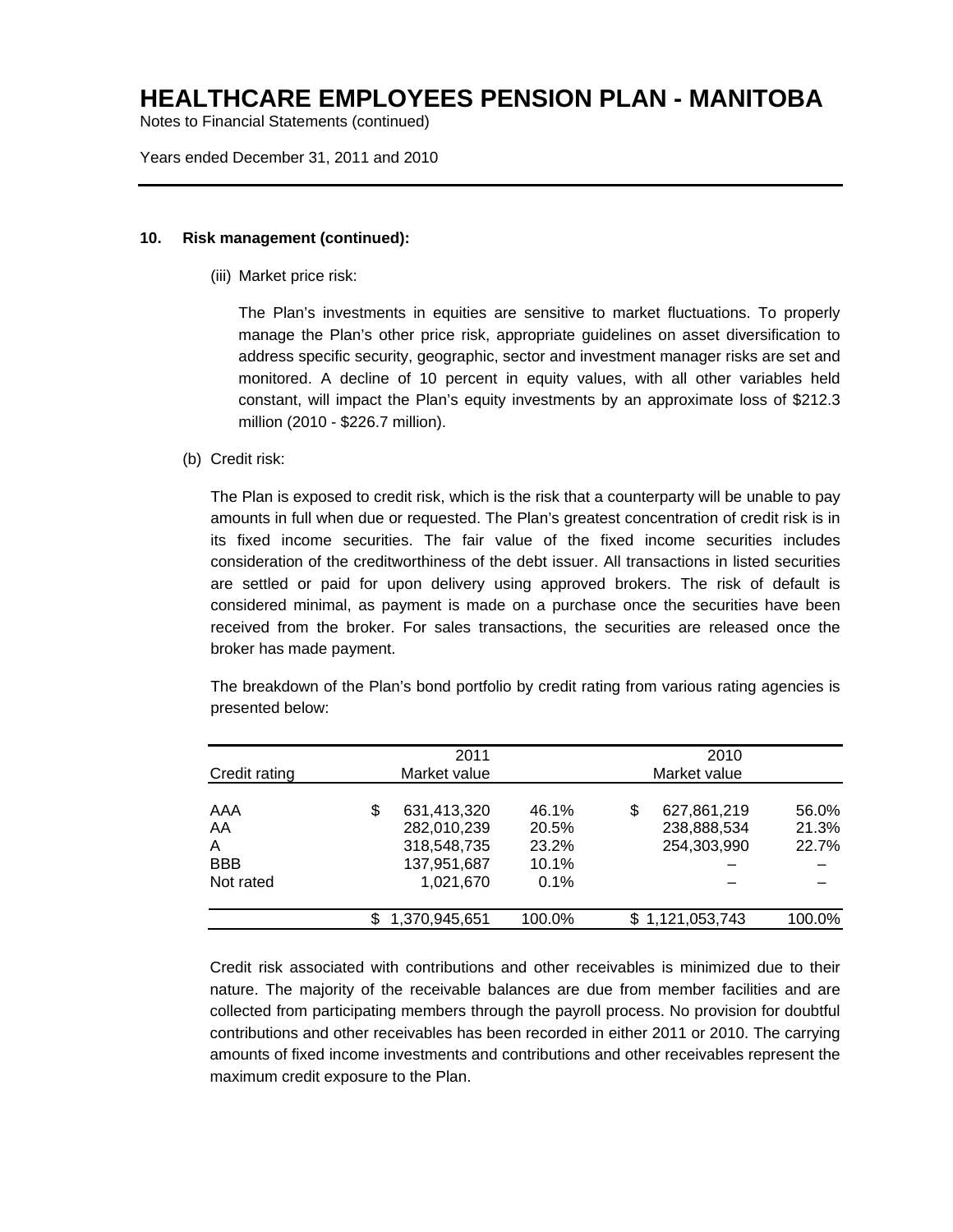### 10. Risk management (continued):

(iii) Market price risk:

The Plan's investments in equities are sensitive to market fluctuations. To properly manage the Plan's other price risk, appropriate guidelines on asset diversification to address specific security, geographic, sector and investment manager risks are set and monitored. A decline of 10 percent in equity values, with all other variables held constant, will impact the Plan's equity investments by an approximate loss of $212.3 million (2010 - $226.7 million).

(b) Credit risk:

The Plan is exposed to credit risk, which is the risk that a counterparty will be unable to pay amounts in full when due or requested. The Plan's greatest concentration of credit risk is in its fixed income securities. The fair value of the fixed income securities includes consideration of the creditworthiness of the debt issuer. All transactions in listed securities are settled or paid for upon delivery using approved brokers. The risk of default is considered minimal, as payment is made on a purchase once the securities have been received from the broker. For sales transactions, the securities are released once the broker has made payment.

The breakdown of the Plan's bond portfolio by credit rating from various rating agencies is presented below:

| Credit rating | 2011 Market value | | 2010 Market value | |
|---|---|---|---|---|
| AAA | $ 631,413,320 | 46.1% | $ 627,861,219 | 56.0% |
| AA | 282,010,239 | 20.5% | 238,888,534 | 21.3% |
| A | 318,548,735 | 23.2% | 254,303,990 | 22.7% |
| BBB | 137,951,687 | 10.1% | – | – |
| Not rated | 1,021,670 | 0.1% | – | – |
| | $ 1,370,945,651 | 100.0% | $ 1,121,053,743 | 100.0% |

Credit risk associated with contributions and other receivables is minimized due to their nature. The majority of the receivable balances are due from member facilities and are collected from participating members through the payroll process. No provision for doubtful contributions and other receivables has been recorded in either 2011 or 2010. The carrying amounts of fixed income investments and contributions and other receivables represent the maximum credit exposure to the Plan.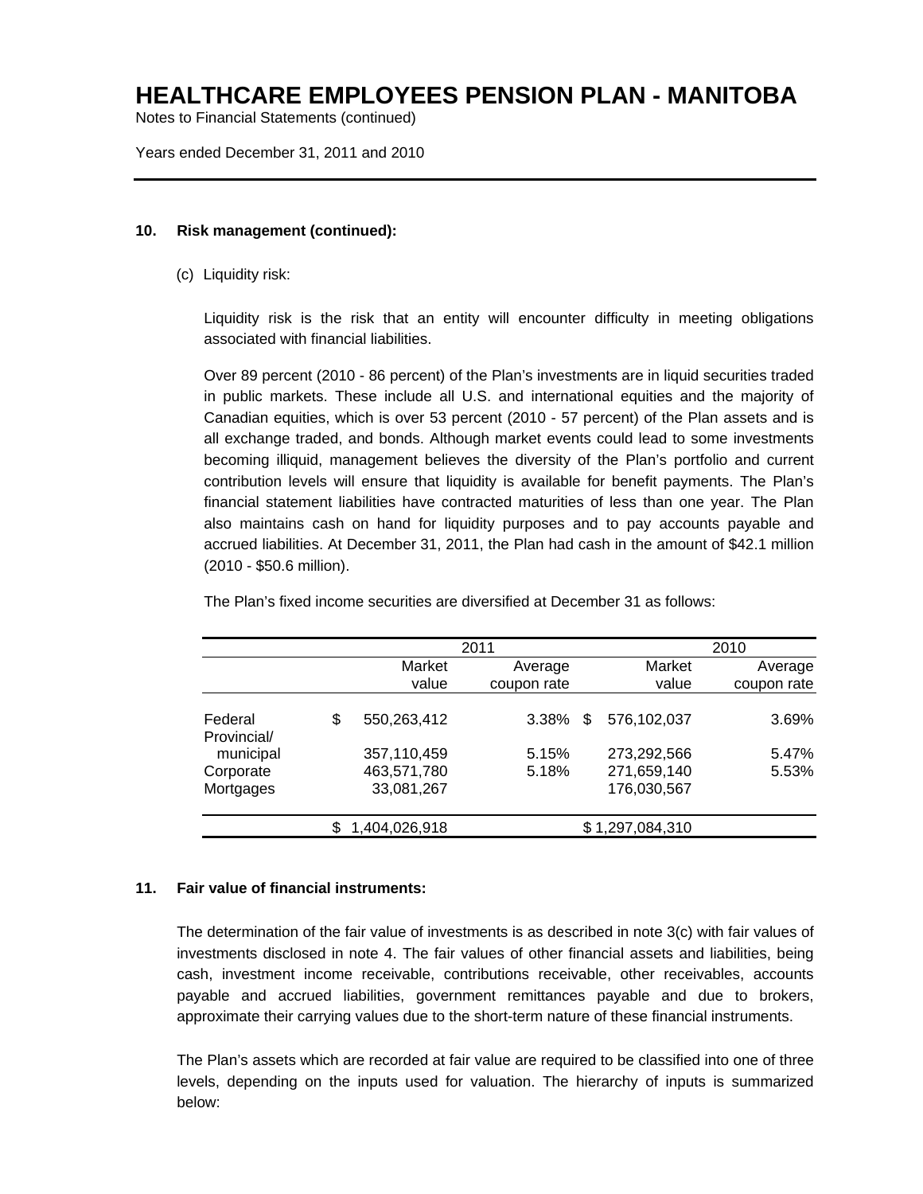### 10. Risk management (continued):

(c) Liquidity risk:

Liquidity risk is the risk that an entity will encounter difficulty in meeting obligations associated with financial liabilities.

Over 89 percent (2010 - 86 percent) of the Plan's investments are in liquid securities traded in public markets. These include all U.S. and international equities and the majority of Canadian equities, which is over 53 percent (2010 - 57 percent) of the Plan assets and is all exchange traded, and bonds. Although market events could lead to some investments becoming illiquid, management believes the diversity of the Plan's portfolio and current contribution levels will ensure that liquidity is available for benefit payments. The Plan's financial statement liabilities have contracted maturities of less than one year. The Plan also maintains cash on hand for liquidity purposes and to pay accounts payable and accrued liabilities. At December 31, 2011, the Plan had cash in the amount of $42.1 million (2010 - $50.6 million).

The Plan's fixed income securities are diversified at December 31 as follows:

| | 2011 | | 2010 | |
|---|---|---|---|---|
| | Market value | Average coupon rate | Market value | Average coupon rate |
| Federal | $ 550,263,412 | 3.38% | $ 576,102,037 | 3.69% |
| Provincial/ municipal | 357,110,459 | 5.15% | 273,292,566 | 5.47% |
| Corporate | 463,571,780 | 5.18% | 271,659,140 | 5.53% |
| Mortgages | 33,081,267 | | 176,030,567 | |
| | $ 1,404,026,918 | | $ 1,297,084,310 | |

### 11. Fair value of financial instruments:

The determination of the fair value of investments is as described in note 3(c) with fair values of investments disclosed in note 4. The fair values of other financial assets and liabilities, being cash, investment income receivable, contributions receivable, other receivables, accounts payable and accrued liabilities, government remittances payable and due to brokers, approximate their carrying values due to the short-term nature of these financial instruments.

The Plan's assets which are recorded at fair value are required to be classified into one of three levels, depending on the inputs used for valuation. The hierarchy of inputs is summarized below: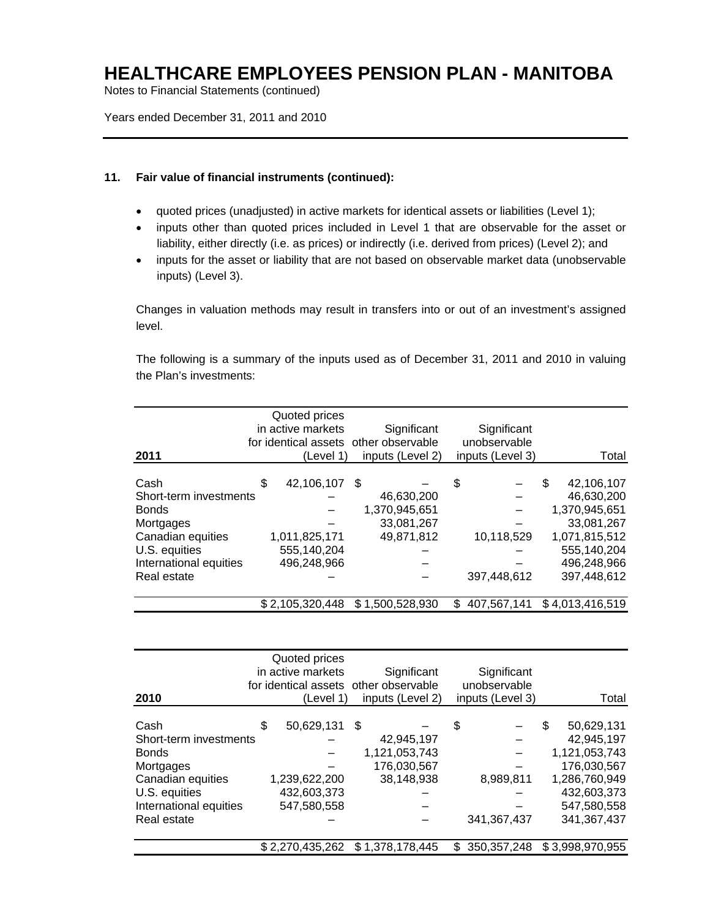## 11. Fair value of financial instruments (continued):

- quoted prices (unadjusted) in active markets for identical assets or liabilities (Level 1);
- inputs other than quoted prices included in Level 1 that are observable for the asset or liability, either directly (i.e. as prices) or indirectly (i.e. derived from prices) (Level 2); and
- inputs for the asset or liability that are not based on observable market data (unobservable inputs) (Level 3).

Changes in valuation methods may result in transfers into or out of an investment's assigned level.

The following is a summary of the inputs used as of December 31, 2011 and 2010 in valuing the Plan's investments:

| 2011 | Quoted prices in active markets for identical assets (Level 1) | Significant other observable inputs (Level 2) | Significant unobservable inputs (Level 3) | Total |
|---|---|---|---|---|
| Cash | $ 42,106,107 | $ – | $ – | $ 42,106,107 |
| Short-term investments | – | 46,630,200 | – | 46,630,200 |
| Bonds | – | 1,370,945,651 | – | 1,370,945,651 |
| Mortgages | – | 33,081,267 | – | 33,081,267 |
| Canadian equities | 1,011,825,171 | 49,871,812 | 10,118,529 | 1,071,815,512 |
| U.S. equities | 555,140,204 | – | – | 555,140,204 |
| International equities | 496,248,966 | – | – | 496,248,966 |
| Real estate | – | – | 397,448,612 | 397,448,612 |
| | $ 2,105,320,448 | $ 1,500,528,930 | $ 407,567,141 | $ 4,013,416,519 |

| 2010 | Quoted prices in active markets for identical assets (Level 1) | Significant other observable inputs (Level 2) | Significant unobservable inputs (Level 3) | Total |
|---|---|---|---|---|
| Cash | $ 50,629,131 | $ – | $ – | $ 50,629,131 |
| Short-term investments | – | 42,945,197 | – | 42,945,197 |
| Bonds | – | 1,121,053,743 | – | 1,121,053,743 |
| Mortgages | – | 176,030,567 | – | 176,030,567 |
| Canadian equities | 1,239,622,200 | 38,148,938 | 8,989,811 | 1,286,760,949 |
| U.S. equities | 432,603,373 | – | – | 432,603,373 |
| International equities | 547,580,558 | – | – | 547,580,558 |
| Real estate | – | – | 341,367,437 | 341,367,437 |
| | $ 2,270,435,262 | $ 1,378,178,445 | $ 350,357,248 | $ 3,998,970,955 |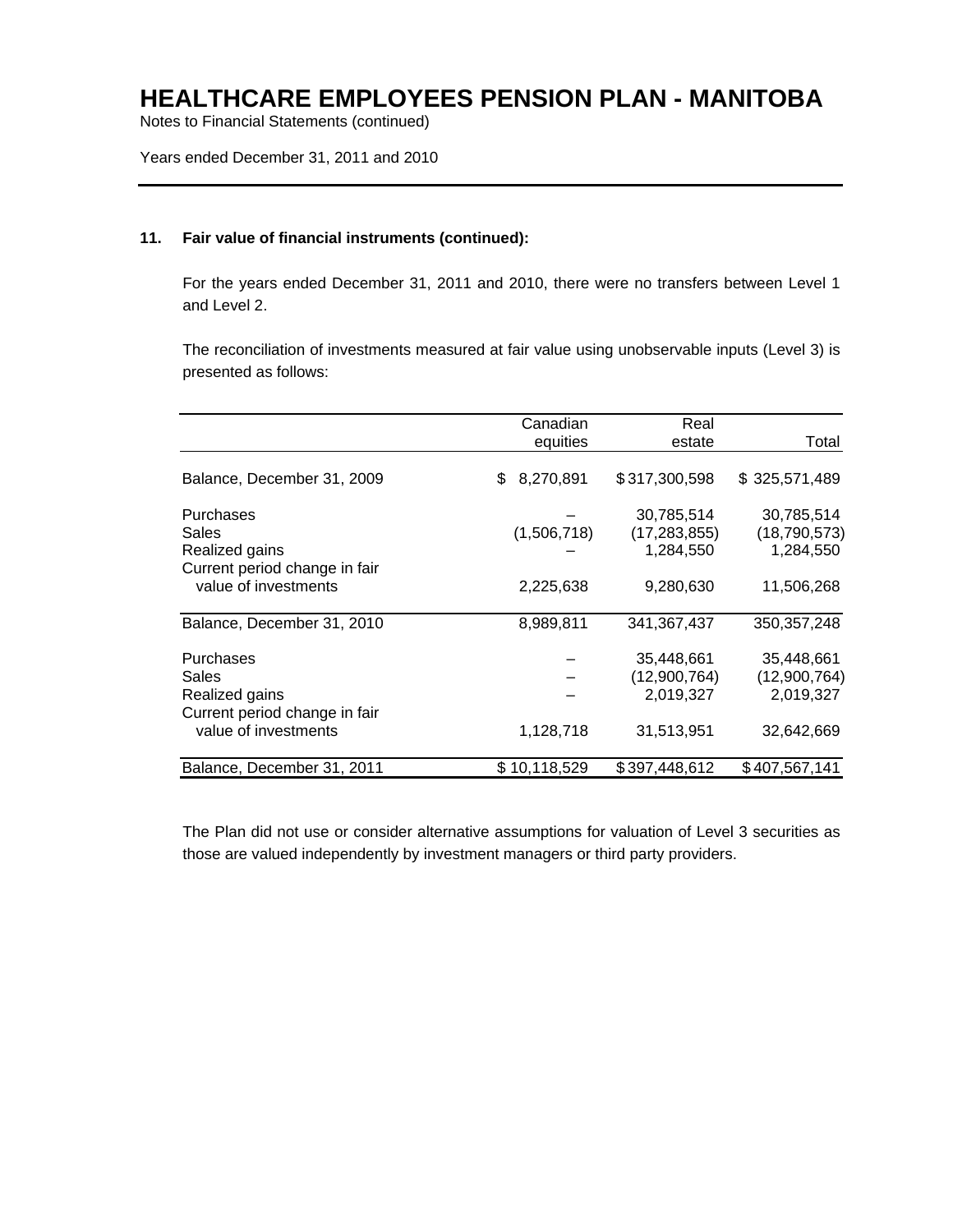### 11. Fair value of financial instruments (continued):

For the years ended December 31, 2011 and 2010, there were no transfers between Level 1 and Level 2.

The reconciliation of investments measured at fair value using unobservable inputs (Level 3) is presented as follows:

| | Canadian equities | Real estate | Total |
|---|---|---|---|
| Balance, December 31, 2009 | $ 8,270,891 | $ 317,300,598 | $ 325,571,489 |
| Purchases | – | 30,785,514 | 30,785,514 |
| Sales | (1,506,718) | (17,283,855) | (18,790,573) |
| Realized gains | – | 1,284,550 | 1,284,550 |
| Current period change in fair value of investments | 2,225,638 | 9,280,630 | 11,506,268 |
| Balance, December 31, 2010 | 8,989,811 | 341,367,437 | 350,357,248 |
| Purchases | – | 35,448,661 | 35,448,661 |
| Sales | – | (12,900,764) | (12,900,764) |
| Realized gains | – | 2,019,327 | 2,019,327 |
| Current period change in fair value of investments | 1,128,718 | 31,513,951 | 32,642,669 |
| Balance, December 31, 2011 | $ 10,118,529 | $ 397,448,612 | $ 407,567,141 |

The Plan did not use or consider alternative assumptions for valuation of Level 3 securities as those are valued independently by investment managers or third party providers.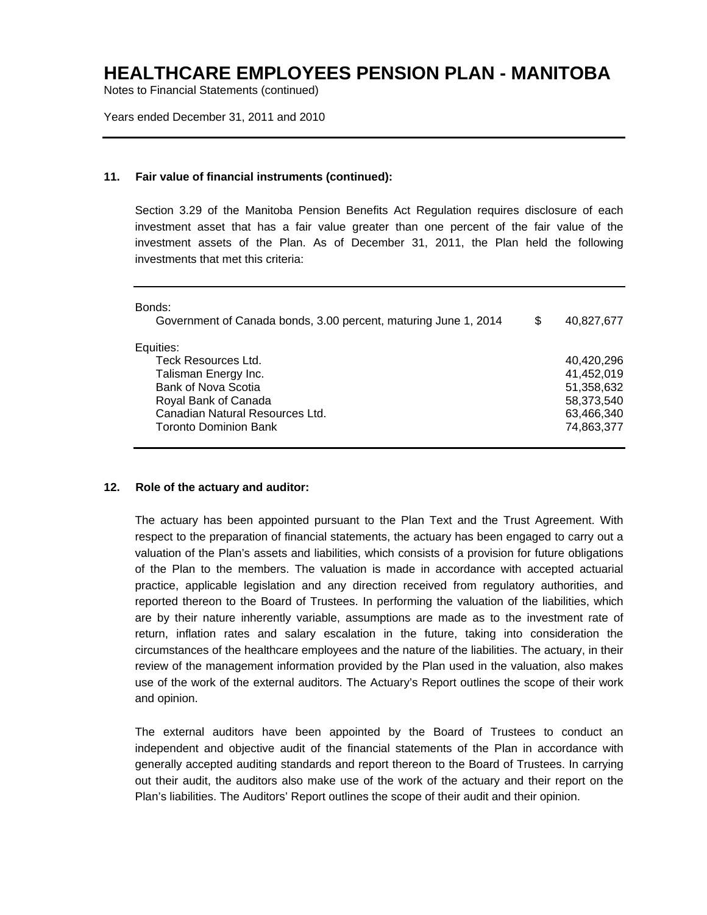### 11. Fair value of financial instruments (continued):

Section 3.29 of the Manitoba Pension Benefits Act Regulation requires disclosure of each investment asset that has a fair value greater than one percent of the fair value of the investment assets of the Plan. As of December 31, 2011, the Plan held the following investments that met this criteria:

| | | |
|---|---|---|
| Bonds: | | |
| Government of Canada bonds, 3.00 percent, maturing June 1, 2014 | $ | 40,827,677 |
| Equities: | | |
| Teck Resources Ltd. | | 40,420,296 |
| Talisman Energy Inc. | | 41,452,019 |
| Bank of Nova Scotia | | 51,358,632 |
| Royal Bank of Canada | | 58,373,540 |
| Canadian Natural Resources Ltd. | | 63,466,340 |
| Toronto Dominion Bank | | 74,863,377 |

### 12. Role of the actuary and auditor:

The actuary has been appointed pursuant to the Plan Text and the Trust Agreement. With respect to the preparation of financial statements, the actuary has been engaged to carry out a valuation of the Plan's assets and liabilities, which consists of a provision for future obligations of the Plan to the members. The valuation is made in accordance with accepted actuarial practice, applicable legislation and any direction received from regulatory authorities, and reported thereon to the Board of Trustees. In performing the valuation of the liabilities, which are by their nature inherently variable, assumptions are made as to the investment rate of return, inflation rates and salary escalation in the future, taking into consideration the circumstances of the healthcare employees and the nature of the liabilities. The actuary, in their review of the management information provided by the Plan used in the valuation, also makes use of the work of the external auditors. The Actuary's Report outlines the scope of their work and opinion.

The external auditors have been appointed by the Board of Trustees to conduct an independent and objective audit of the financial statements of the Plan in accordance with generally accepted auditing standards and report thereon to the Board of Trustees. In carrying out their audit, the auditors also make use of the work of the actuary and their report on the Plan's liabilities. The Auditors' Report outlines the scope of their audit and their opinion.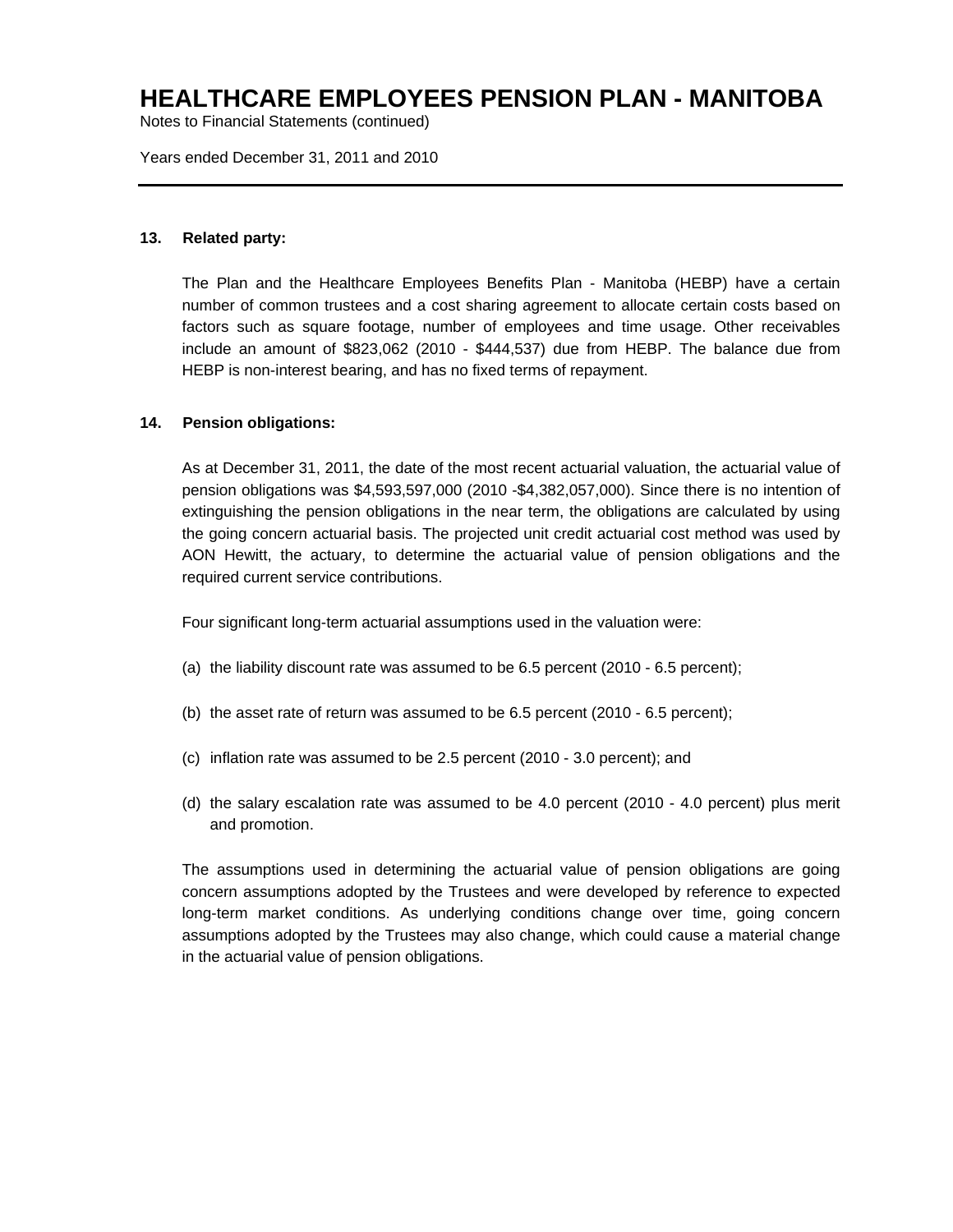### 13. Related party:

The Plan and the Healthcare Employees Benefits Plan - Manitoba (HEBP) have a certain number of common trustees and a cost sharing agreement to allocate certain costs based on factors such as square footage, number of employees and time usage. Other receivables include an amount of $823,062 (2010 - $444,537) due from HEBP. The balance due from HEBP is non-interest bearing, and has no fixed terms of repayment.

### 14. Pension obligations:

As at December 31, 2011, the date of the most recent actuarial valuation, the actuarial value of pension obligations was $4,593,597,000 (2010 -$4,382,057,000). Since there is no intention of extinguishing the pension obligations in the near term, the obligations are calculated by using the going concern actuarial basis. The projected unit credit actuarial cost method was used by AON Hewitt, the actuary, to determine the actuarial value of pension obligations and the required current service contributions.

Four significant long-term actuarial assumptions used in the valuation were:

(a) the liability discount rate was assumed to be 6.5 percent (2010 - 6.5 percent);

(b) the asset rate of return was assumed to be 6.5 percent (2010 - 6.5 percent);

(c) inflation rate was assumed to be 2.5 percent (2010 - 3.0 percent); and

(d) the salary escalation rate was assumed to be 4.0 percent (2010 - 4.0 percent) plus merit and promotion.

The assumptions used in determining the actuarial value of pension obligations are going concern assumptions adopted by the Trustees and were developed by reference to expected long-term market conditions. As underlying conditions change over time, going concern assumptions adopted by the Trustees may also change, which could cause a material change in the actuarial value of pension obligations.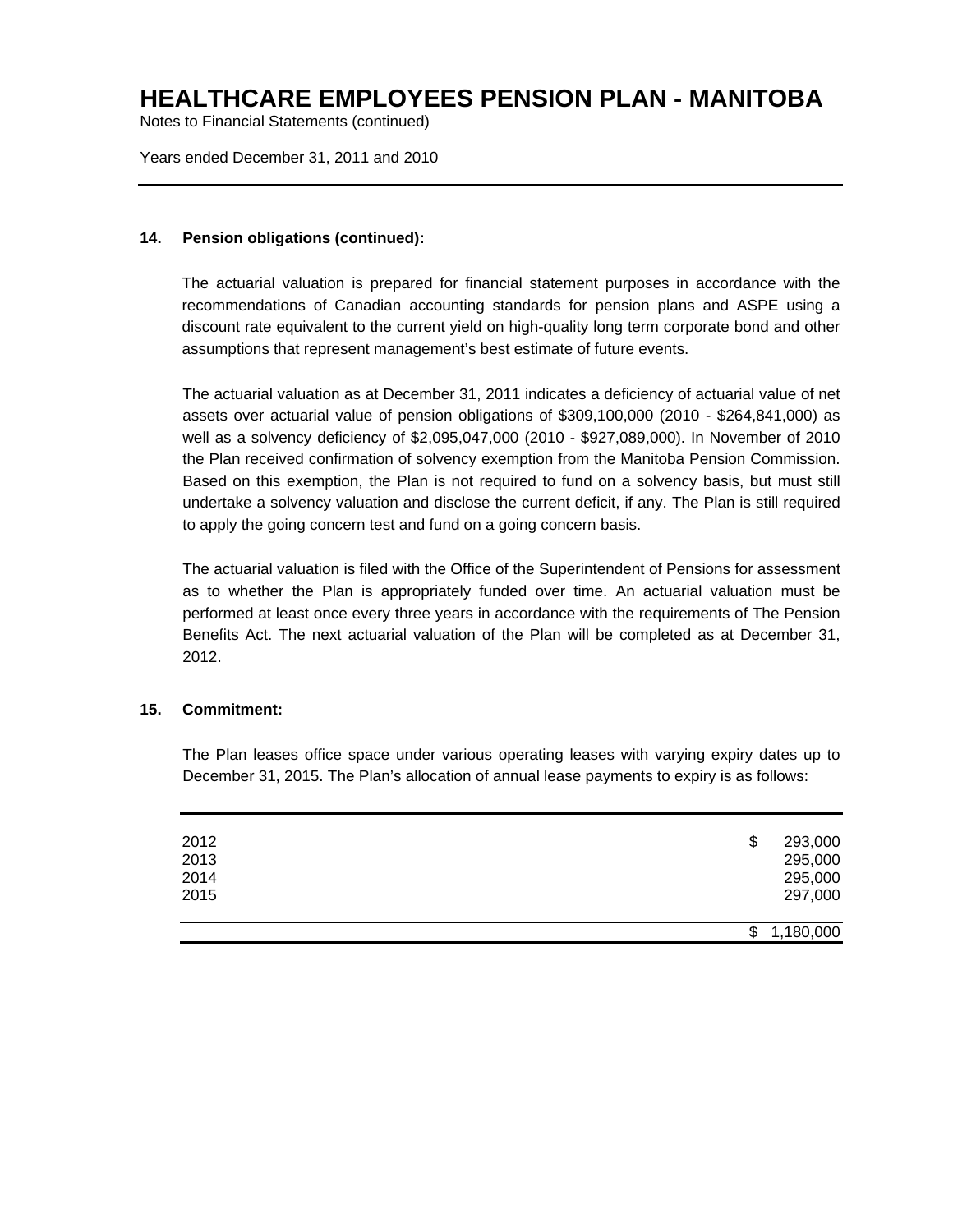# HEALTHCARE EMPLOYEES PENSION PLAN - MANITOBA

Notes to Financial Statements (continued)

Years ended December 31, 2011 and 2010

### 14. Pension obligations (continued):

The actuarial valuation is prepared for financial statement purposes in accordance with the recommendations of Canadian accounting standards for pension plans and ASPE using a discount rate equivalent to the current yield on high-quality long term corporate bond and other assumptions that represent management's best estimate of future events.

The actuarial valuation as at December 31, 2011 indicates a deficiency of actuarial value of net assets over actuarial value of pension obligations of $309,100,000 (2010 - $264,841,000) as well as a solvency deficiency of $2,095,047,000 (2010 - $927,089,000). In November of 2010 the Plan received confirmation of solvency exemption from the Manitoba Pension Commission. Based on this exemption, the Plan is not required to fund on a solvency basis, but must still undertake a solvency valuation and disclose the current deficit, if any. The Plan is still required to apply the going concern test and fund on a going concern basis.

The actuarial valuation is filed with the Office of the Superintendent of Pensions for assessment as to whether the Plan is appropriately funded over time. An actuarial valuation must be performed at least once every three years in accordance with the requirements of The Pension Benefits Act. The next actuarial valuation of the Plan will be completed as at December 31, 2012.

### 15. Commitment:

The Plan leases office space under various operating leases with varying expiry dates up to December 31, 2015. The Plan's allocation of annual lease payments to expiry is as follows:

| | |
|---|---|
| 2012 | $ 293,000 |
| 2013 | 295,000 |
| 2014 | 295,000 |
| 2015 | 297,000 |
| | $ 1,180,000 |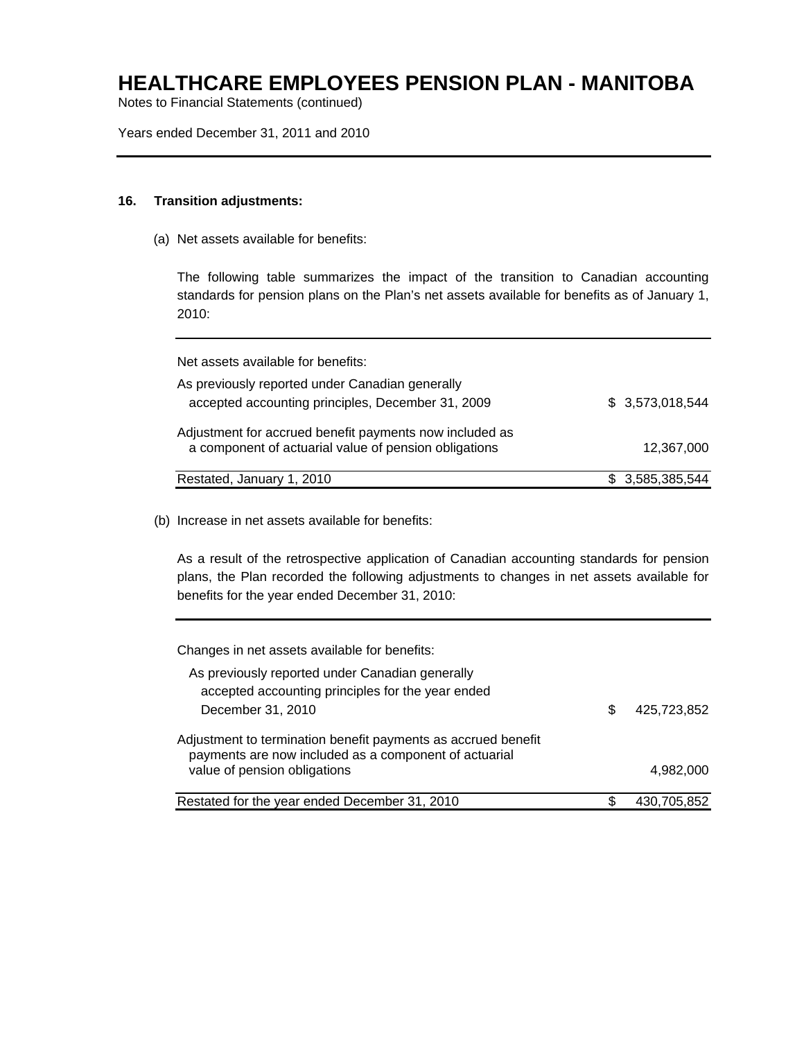# HEALTHCARE EMPLOYEES PENSION PLAN - MANITOBA

Notes to Financial Statements (continued)

Years ended December 31, 2011 and 2010

## 16. Transition adjustments:

(a) Net assets available for benefits:

The following table summarizes the impact of the transition to Canadian accounting standards for pension plans on the Plan's net assets available for benefits as of January 1, 2010:

| | |
|---|---|
| Net assets available for benefits: | |
| As previously reported under Canadian generally accepted accounting principles, December 31, 2009 | $ 3,573,018,544 |
| Adjustment for accrued benefit payments now included as a component of actuarial value of pension obligations | 12,367,000 |
| Restated, January 1, 2010 | $ 3,585,385,544 |

(b) Increase in net assets available for benefits:

As a result of the retrospective application of Canadian accounting standards for pension plans, the Plan recorded the following adjustments to changes in net assets available for benefits for the year ended December 31, 2010:

| | |
|---|---|
| Changes in net assets available for benefits: | |
| As previously reported under Canadian generally accepted accounting principles for the year ended December 31, 2010 | $ 425,723,852 |
| Adjustment to termination benefit payments as accrued benefit payments are now included as a component of actuarial value of pension obligations | 4,982,000 |
| Restated for the year ended December 31, 2010 | $ 430,705,852 |